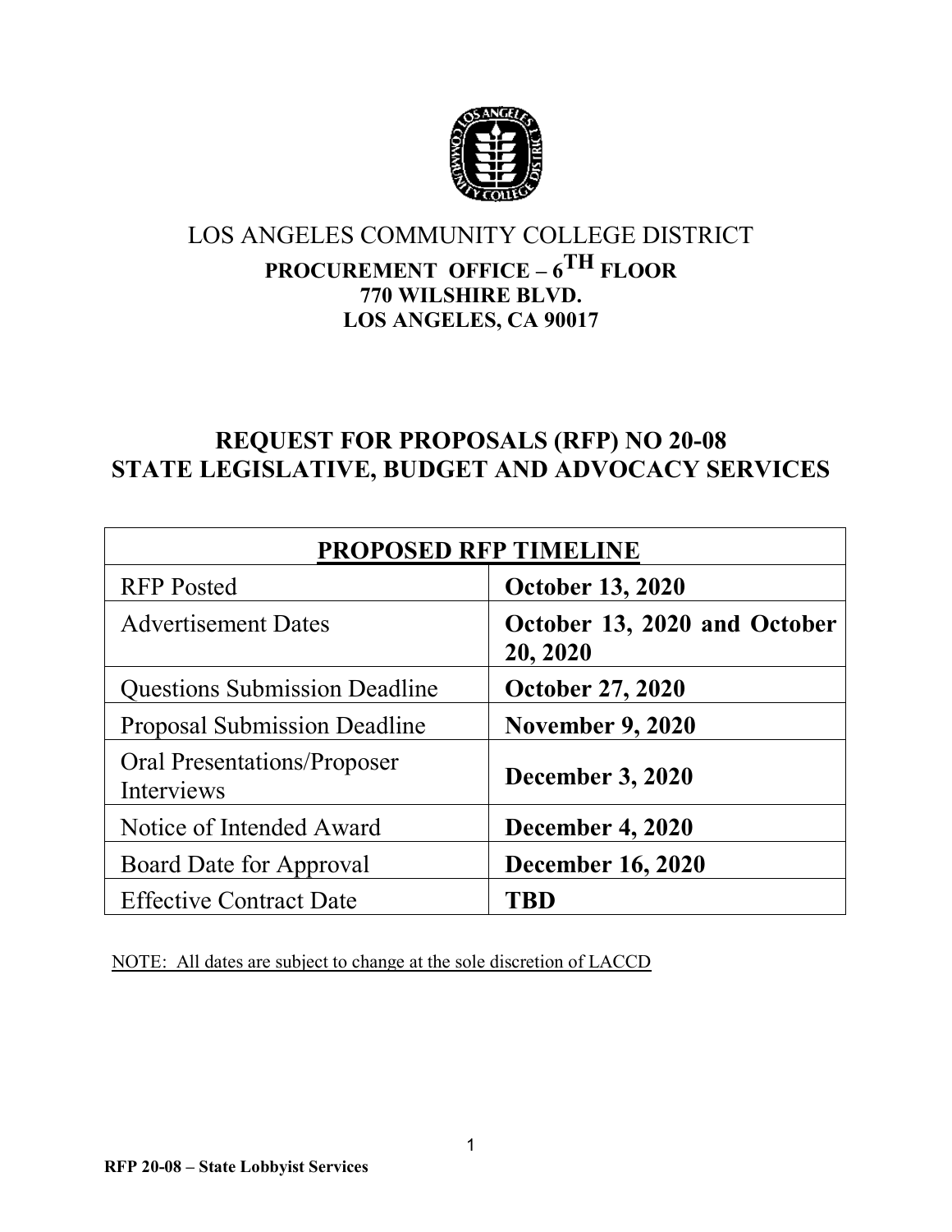# LOS ANGELES COMMUNITY COLLEGE DISTRICT

**PROCUREMENT OFFICE – 6TH FLOOR**
**770 WILSHIRE BLVD.**
**LOS ANGELES, CA 90017**

## REQUEST FOR PROPOSALS (RFP) NO 20-08
## STATE LEGISLATIVE, BUDGET AND ADVOCACY SERVICES

| PROPOSED RFP TIMELINE | |
|---|---|
| RFP Posted | **October 13, 2020** |
| Advertisement Dates | **October 13, 2020 and October 20, 2020** |
| Questions Submission Deadline | **October 27, 2020** |
| Proposal Submission Deadline | **November 9, 2020** |
| Oral Presentations/Proposer Interviews | **December 3, 2020** |
| Notice of Intended Award | **December 4, 2020** |
| Board Date for Approval | **December 16, 2020** |
| Effective Contract Date | **TBD** |

NOTE: All dates are subject to change at the sole discretion of LACCD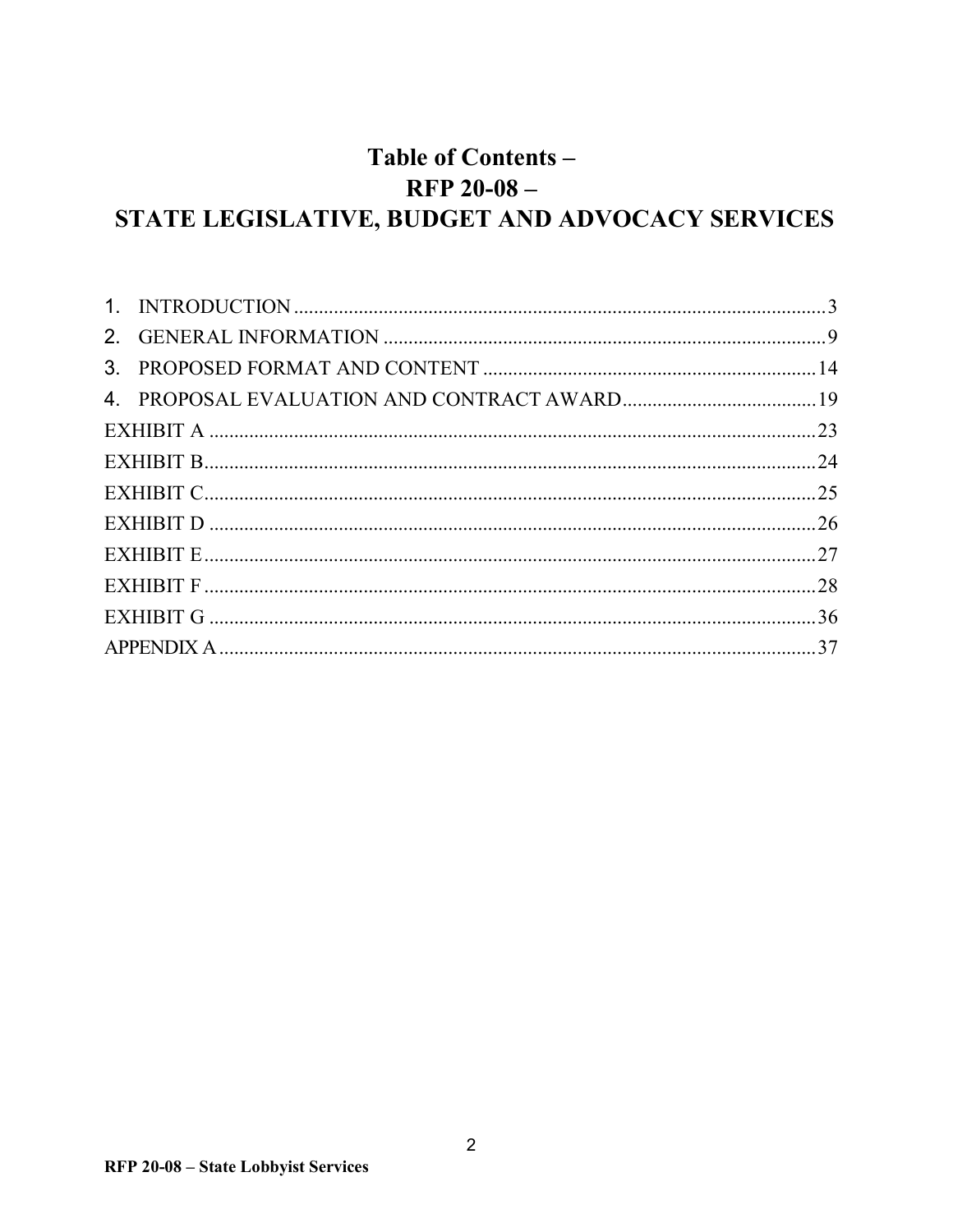# Table of Contents – RFP 20-08 – STATE LEGISLATIVE, BUDGET AND ADVOCACY SERVICES

1. INTRODUCTION ........................................................................................................ 3
2. GENERAL INFORMATION ........................................................................................ 9
3. PROPOSED FORMAT AND CONTENT ................................................................... 14
4. PROPOSAL EVALUATION AND CONTRACT AWARD ........................................ 19

EXHIBIT A ........................................................................................................................ 23
EXHIBIT B ........................................................................................................................ 24
EXHIBIT C ........................................................................................................................ 25
EXHIBIT D ........................................................................................................................ 26
EXHIBIT E ........................................................................................................................ 27
EXHIBIT F ........................................................................................................................ 28
EXHIBIT G ........................................................................................................................ 36
APPENDIX A .................................................................................................................... 37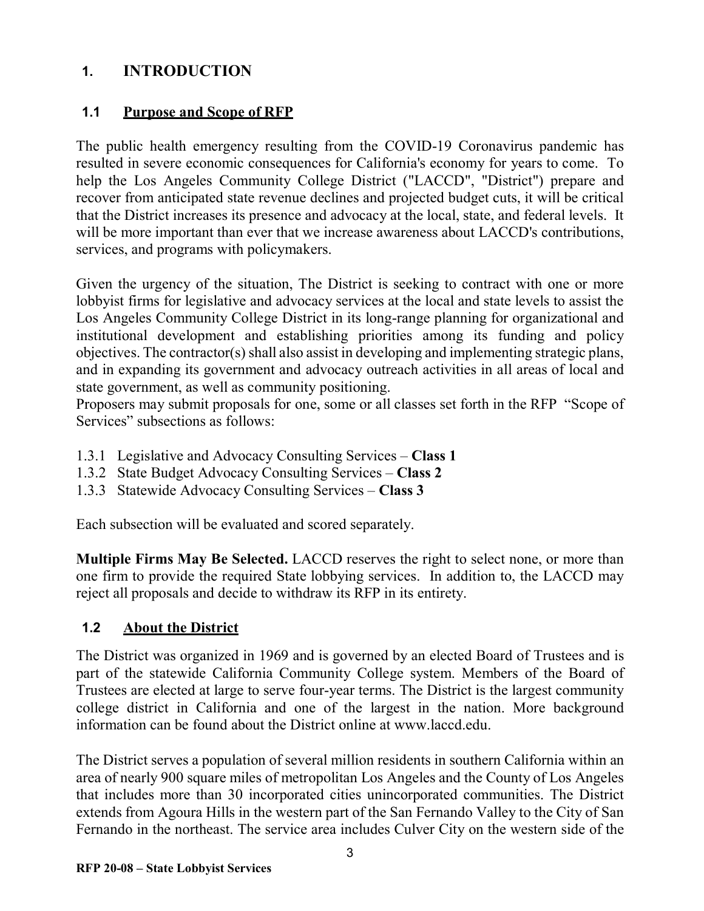# 1. INTRODUCTION

## 1.1 Purpose and Scope of RFP

The public health emergency resulting from the COVID-19 Coronavirus pandemic has resulted in severe economic consequences for California's economy for years to come. To help the Los Angeles Community College District ("LACCD", "District") prepare and recover from anticipated state revenue declines and projected budget cuts, it will be critical that the District increases its presence and advocacy at the local, state, and federal levels. It will be more important than ever that we increase awareness about LACCD's contributions, services, and programs with policymakers.

Given the urgency of the situation, The District is seeking to contract with one or more lobbyist firms for legislative and advocacy services at the local and state levels to assist the Los Angeles Community College District in its long-range planning for organizational and institutional development and establishing priorities among its funding and policy objectives. The contractor(s) shall also assist in developing and implementing strategic plans, and in expanding its government and advocacy outreach activities in all areas of local and state government, as well as community positioning.
Proposers may submit proposals for one, some or all classes set forth in the RFP "Scope of Services" subsections as follows:

1.3.1 Legislative and Advocacy Consulting Services – **Class 1**
1.3.2 State Budget Advocacy Consulting Services – **Class 2**
1.3.3 Statewide Advocacy Consulting Services – **Class 3**

Each subsection will be evaluated and scored separately.

**Multiple Firms May Be Selected.** LACCD reserves the right to select none, or more than one firm to provide the required State lobbying services. In addition to, the LACCD may reject all proposals and decide to withdraw its RFP in its entirety.

## 1.2 About the District

The District was organized in 1969 and is governed by an elected Board of Trustees and is part of the statewide California Community College system. Members of the Board of Trustees are elected at large to serve four-year terms. The District is the largest community college district in California and one of the largest in the nation. More background information can be found about the District online at www.laccd.edu.

The District serves a population of several million residents in southern California within an area of nearly 900 square miles of metropolitan Los Angeles and the County of Los Angeles that includes more than 30 incorporated cities unincorporated communities. The District extends from Agoura Hills in the western part of the San Fernando Valley to the City of San Fernando in the northeast. The service area includes Culver City on the western side of the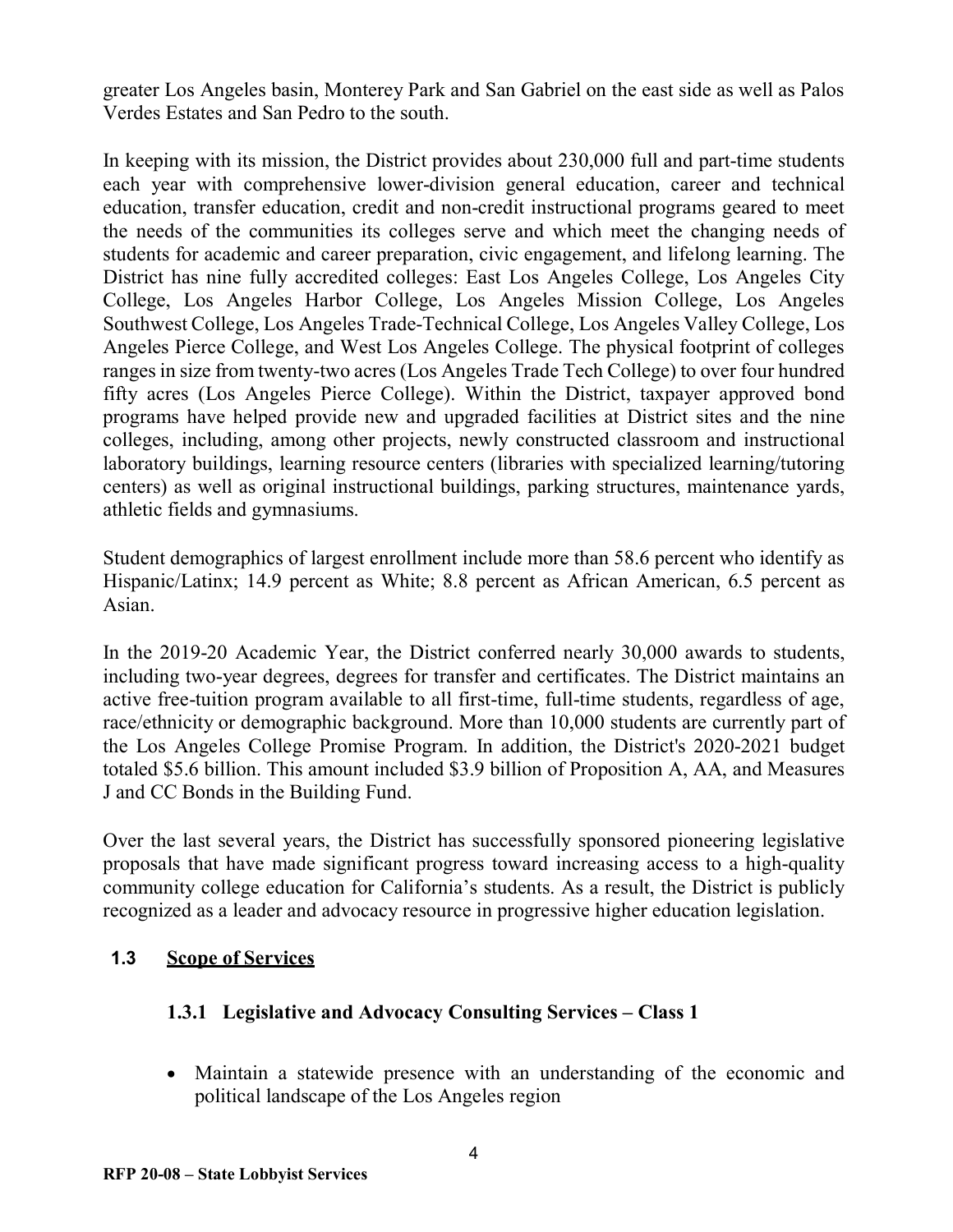greater Los Angeles basin, Monterey Park and San Gabriel on the east side as well as Palos Verdes Estates and San Pedro to the south.

In keeping with its mission, the District provides about 230,000 full and part-time students each year with comprehensive lower-division general education, career and technical education, transfer education, credit and non-credit instructional programs geared to meet the needs of the communities its colleges serve and which meet the changing needs of students for academic and career preparation, civic engagement, and lifelong learning. The District has nine fully accredited colleges: East Los Angeles College, Los Angeles City College, Los Angeles Harbor College, Los Angeles Mission College, Los Angeles Southwest College, Los Angeles Trade-Technical College, Los Angeles Valley College, Los Angeles Pierce College, and West Los Angeles College. The physical footprint of colleges ranges in size from twenty-two acres (Los Angeles Trade Tech College) to over four hundred fifty acres (Los Angeles Pierce College). Within the District, taxpayer approved bond programs have helped provide new and upgraded facilities at District sites and the nine colleges, including, among other projects, newly constructed classroom and instructional laboratory buildings, learning resource centers (libraries with specialized learning/tutoring centers) as well as original instructional buildings, parking structures, maintenance yards, athletic fields and gymnasiums.

Student demographics of largest enrollment include more than 58.6 percent who identify as Hispanic/Latinx; 14.9 percent as White; 8.8 percent as African American, 6.5 percent as Asian.

In the 2019-20 Academic Year, the District conferred nearly 30,000 awards to students, including two-year degrees, degrees for transfer and certificates. The District maintains an active free-tuition program available to all first-time, full-time students, regardless of age, race/ethnicity or demographic background. More than 10,000 students are currently part of the Los Angeles College Promise Program. In addition, the District's 2020-2021 budget totaled $5.6 billion. This amount included $3.9 billion of Proposition A, AA, and Measures J and CC Bonds in the Building Fund.

Over the last several years, the District has successfully sponsored pioneering legislative proposals that have made significant progress toward increasing access to a high-quality community college education for California's students. As a result, the District is publicly recognized as a leader and advocacy resource in progressive higher education legislation.

## 1.3 Scope of Services

### 1.3.1 Legislative and Advocacy Consulting Services – Class 1

- Maintain a statewide presence with an understanding of the economic and political landscape of the Los Angeles region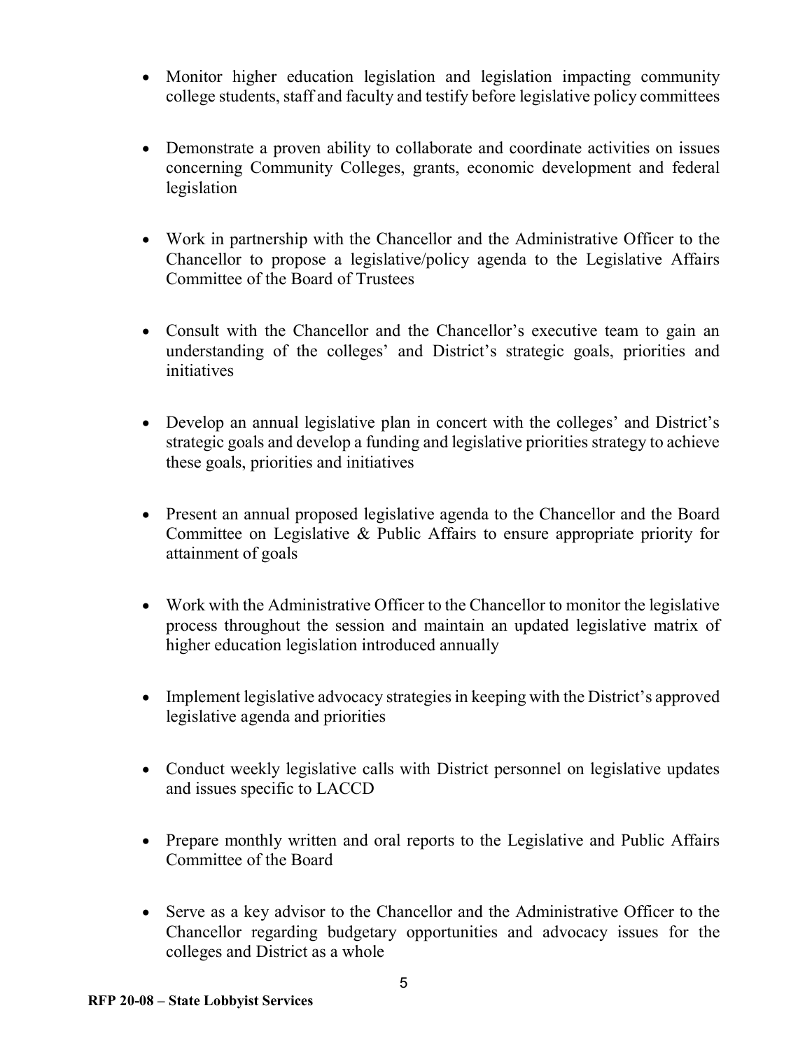- Monitor higher education legislation and legislation impacting community college students, staff and faculty and testify before legislative policy committees

- Demonstrate a proven ability to collaborate and coordinate activities on issues concerning Community Colleges, grants, economic development and federal legislation

- Work in partnership with the Chancellor and the Administrative Officer to the Chancellor to propose a legislative/policy agenda to the Legislative Affairs Committee of the Board of Trustees

- Consult with the Chancellor and the Chancellor's executive team to gain an understanding of the colleges' and District's strategic goals, priorities and initiatives

- Develop an annual legislative plan in concert with the colleges' and District's strategic goals and develop a funding and legislative priorities strategy to achieve these goals, priorities and initiatives

- Present an annual proposed legislative agenda to the Chancellor and the Board Committee on Legislative & Public Affairs to ensure appropriate priority for attainment of goals

- Work with the Administrative Officer to the Chancellor to monitor the legislative process throughout the session and maintain an updated legislative matrix of higher education legislation introduced annually

- Implement legislative advocacy strategies in keeping with the District's approved legislative agenda and priorities

- Conduct weekly legislative calls with District personnel on legislative updates and issues specific to LACCD

- Prepare monthly written and oral reports to the Legislative and Public Affairs Committee of the Board

- Serve as a key advisor to the Chancellor and the Administrative Officer to the Chancellor regarding budgetary opportunities and advocacy issues for the colleges and District as a whole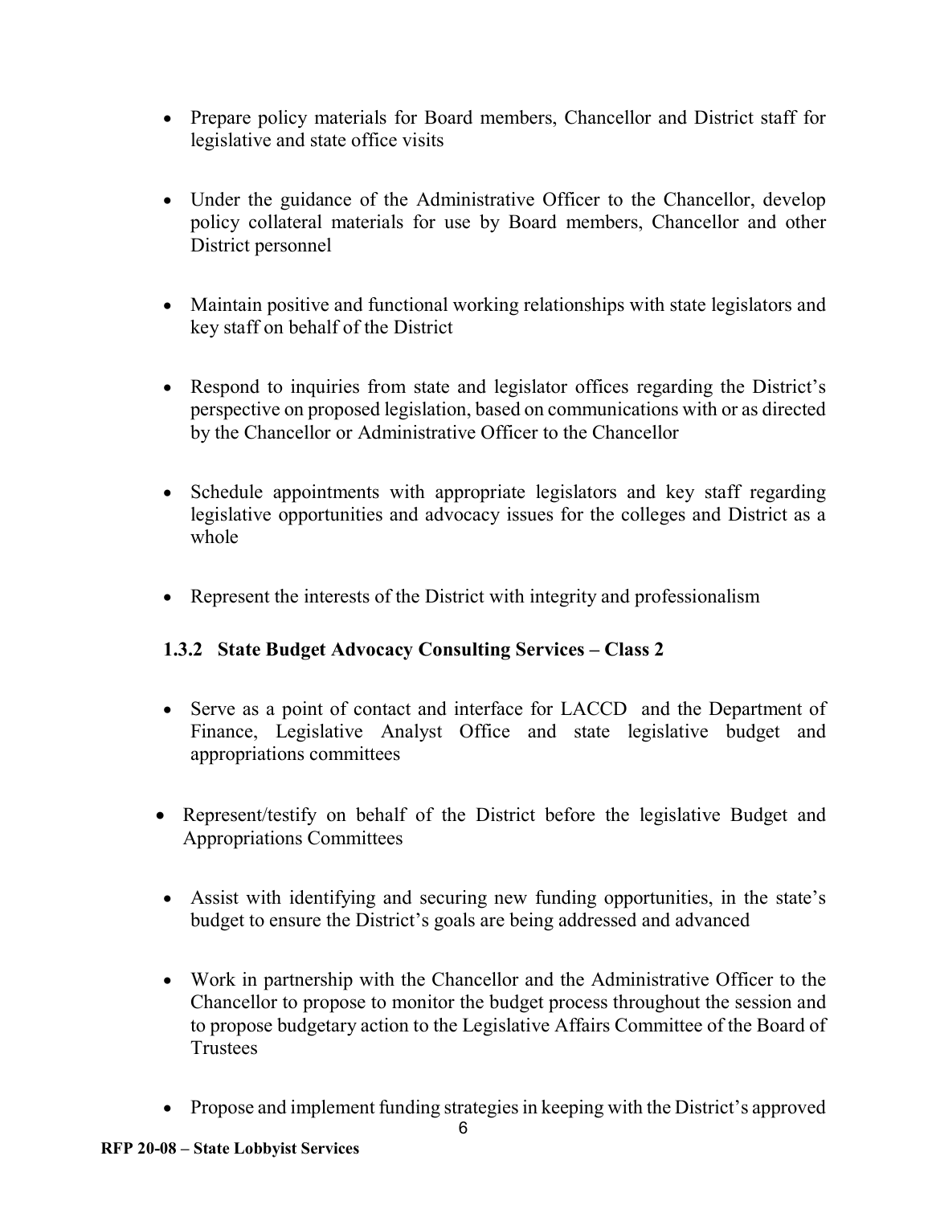- Prepare policy materials for Board members, Chancellor and District staff for legislative and state office visits

- Under the guidance of the Administrative Officer to the Chancellor, develop policy collateral materials for use by Board members, Chancellor and other District personnel

- Maintain positive and functional working relationships with state legislators and key staff on behalf of the District

- Respond to inquiries from state and legislator offices regarding the District's perspective on proposed legislation, based on communications with or as directed by the Chancellor or Administrative Officer to the Chancellor

- Schedule appointments with appropriate legislators and key staff regarding legislative opportunities and advocacy issues for the colleges and District as a whole

- Represent the interests of the District with integrity and professionalism

### 1.3.2 State Budget Advocacy Consulting Services – Class 2

- Serve as a point of contact and interface for LACCD and the Department of Finance, Legislative Analyst Office and state legislative budget and appropriations committees

- Represent/testify on behalf of the District before the legislative Budget and Appropriations Committees

- Assist with identifying and securing new funding opportunities, in the state's budget to ensure the District's goals are being addressed and advanced

- Work in partnership with the Chancellor and the Administrative Officer to the Chancellor to propose to monitor the budget process throughout the session and to propose budgetary action to the Legislative Affairs Committee of the Board of Trustees

- Propose and implement funding strategies in keeping with the District's approved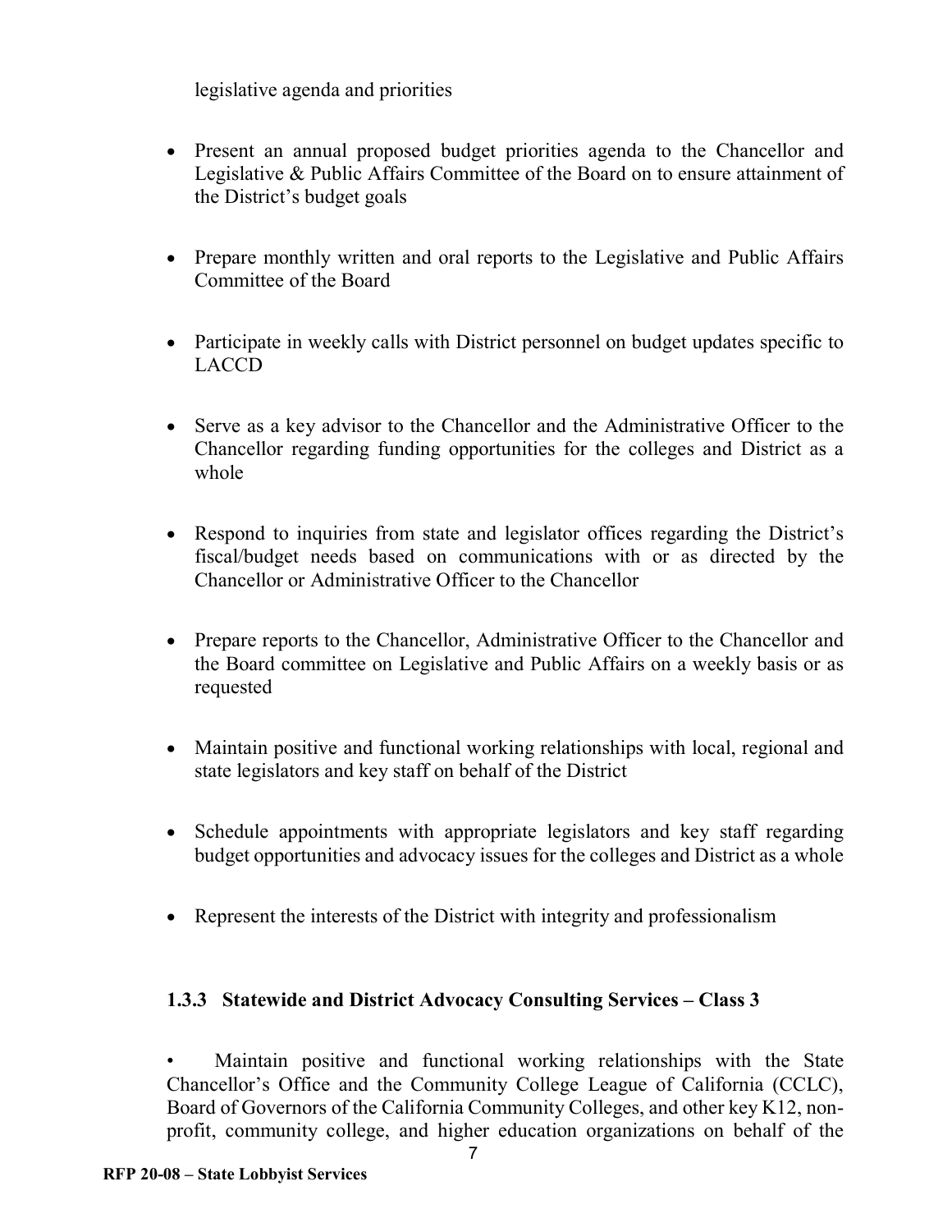legislative agenda and priorities

- Present an annual proposed budget priorities agenda to the Chancellor and Legislative & Public Affairs Committee of the Board on to ensure attainment of the District's budget goals

- Prepare monthly written and oral reports to the Legislative and Public Affairs Committee of the Board

- Participate in weekly calls with District personnel on budget updates specific to LACCD

- Serve as a key advisor to the Chancellor and the Administrative Officer to the Chancellor regarding funding opportunities for the colleges and District as a whole

- Respond to inquiries from state and legislator offices regarding the District's fiscal/budget needs based on communications with or as directed by the Chancellor or Administrative Officer to the Chancellor

- Prepare reports to the Chancellor, Administrative Officer to the Chancellor and the Board committee on Legislative and Public Affairs on a weekly basis or as requested

- Maintain positive and functional working relationships with local, regional and state legislators and key staff on behalf of the District

- Schedule appointments with appropriate legislators and key staff regarding budget opportunities and advocacy issues for the colleges and District as a whole

- Represent the interests of the District with integrity and professionalism

### 1.3.3 Statewide and District Advocacy Consulting Services – Class 3

- Maintain positive and functional working relationships with the State Chancellor's Office and the Community College League of California (CCLC), Board of Governors of the California Community Colleges, and other key K12, non-profit, community college, and higher education organizations on behalf of the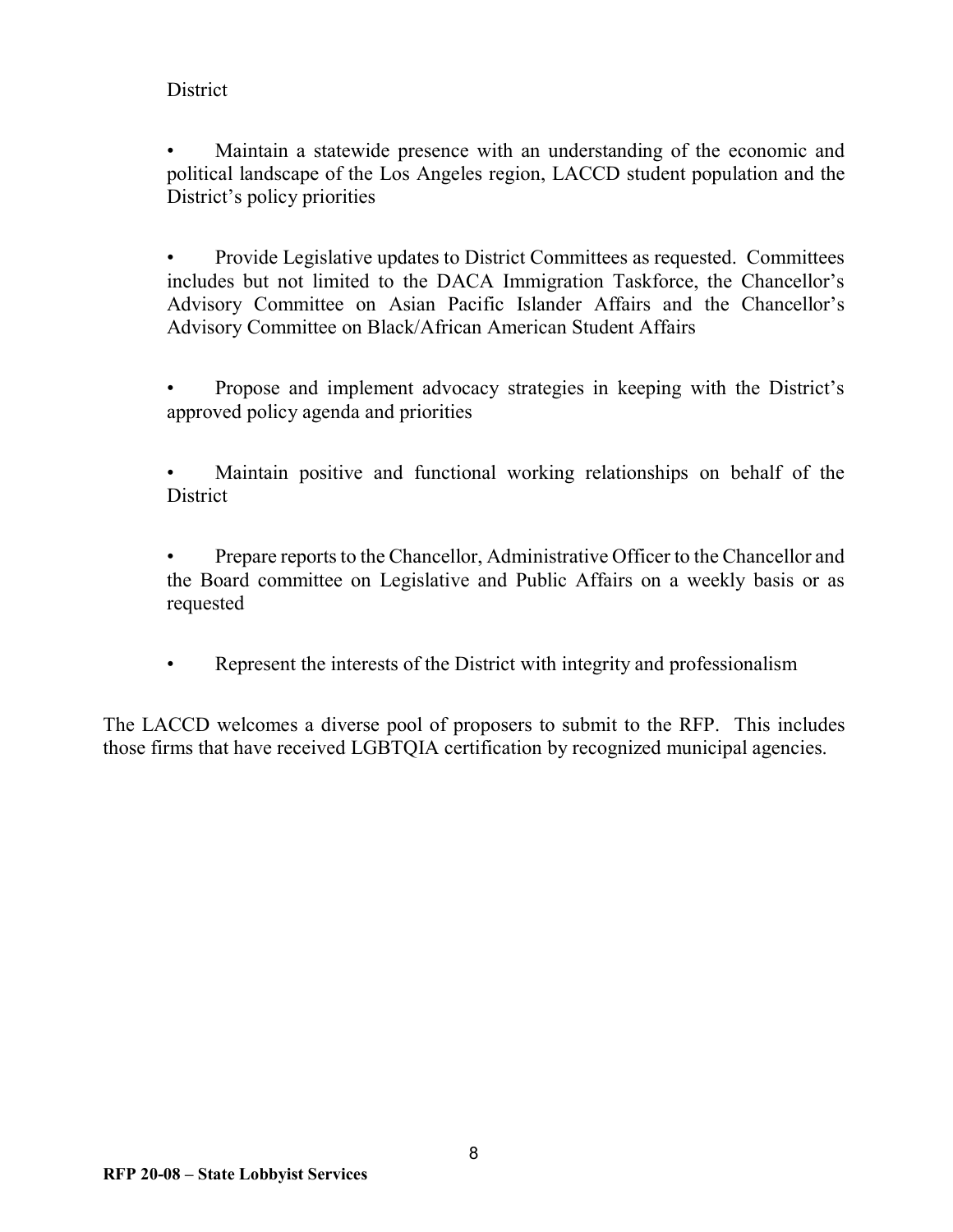District

- Maintain a statewide presence with an understanding of the economic and political landscape of the Los Angeles region, LACCD student population and the District's policy priorities

- Provide Legislative updates to District Committees as requested. Committees includes but not limited to the DACA Immigration Taskforce, the Chancellor's Advisory Committee on Asian Pacific Islander Affairs and the Chancellor's Advisory Committee on Black/African American Student Affairs

- Propose and implement advocacy strategies in keeping with the District's approved policy agenda and priorities

- Maintain positive and functional working relationships on behalf of the District

- Prepare reports to the Chancellor, Administrative Officer to the Chancellor and the Board committee on Legislative and Public Affairs on a weekly basis or as requested

- Represent the interests of the District with integrity and professionalism

The LACCD welcomes a diverse pool of proposers to submit to the RFP. This includes those firms that have received LGBTQIA certification by recognized municipal agencies.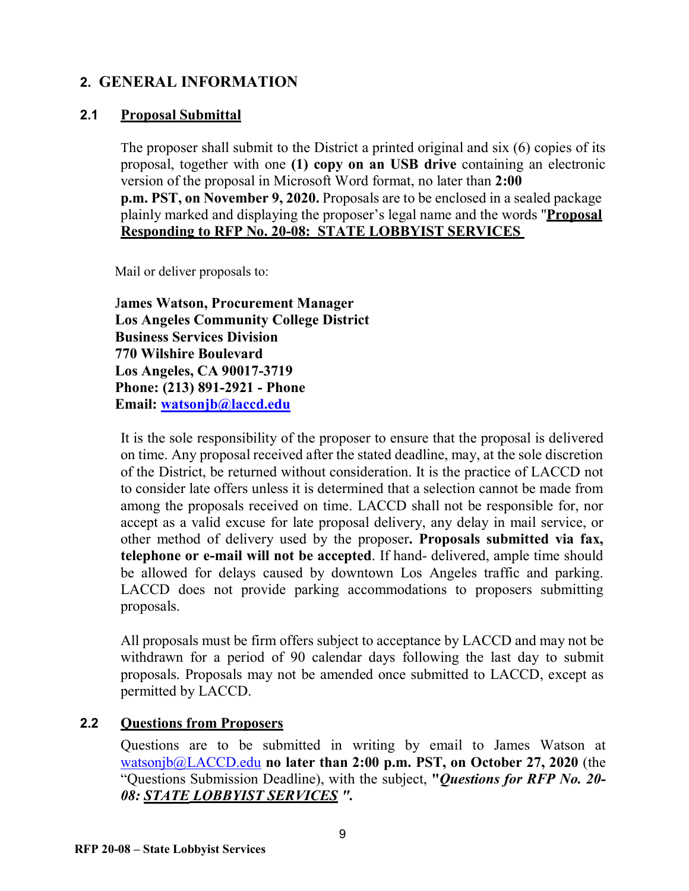## 2. GENERAL INFORMATION

### 2.1 Proposal Submittal

The proposer shall submit to the District a printed original and six (6) copies of its proposal, together with one **(1) copy on an USB drive** containing an electronic version of the proposal in Microsoft Word format, no later than **2:00 p.m. PST, on November 9, 2020.** Proposals are to be enclosed in a sealed package plainly marked and displaying the proposer's legal name and the words "**Proposal Responding to RFP No. 20-08: STATE LOBBYIST SERVICES**

Mail or deliver proposals to:

**James Watson, Procurement Manager**
**Los Angeles Community College District**
**Business Services Division**
**770 Wilshire Boulevard**
**Los Angeles, CA 90017-3719**
**Phone: (213) 891-2921 - Phone**
**Email: watsonjb@laccd.edu**

It is the sole responsibility of the proposer to ensure that the proposal is delivered on time. Any proposal received after the stated deadline, may, at the sole discretion of the District, be returned without consideration. It is the practice of LACCD not to consider late offers unless it is determined that a selection cannot be made from among the proposals received on time. LACCD shall not be responsible for, nor accept as a valid excuse for late proposal delivery, any delay in mail service, or other method of delivery used by the proposer**. Proposals submitted via fax, telephone or e-mail will not be accepted**. If hand- delivered, ample time should be allowed for delays caused by downtown Los Angeles traffic and parking. LACCD does not provide parking accommodations to proposers submitting proposals.

All proposals must be firm offers subject to acceptance by LACCD and may not be withdrawn for a period of 90 calendar days following the last day to submit proposals. Proposals may not be amended once submitted to LACCD, except as permitted by LACCD.

### 2.2 Questions from Proposers

Questions are to be submitted in writing by email to James Watson at watsonjb@LACCD.edu **no later than 2:00 p.m. PST, on October 27, 2020** (the "Questions Submission Deadline), with the subject, **"*Questions for RFP No. 20-08: STATE LOBBYIST SERVICES* ".**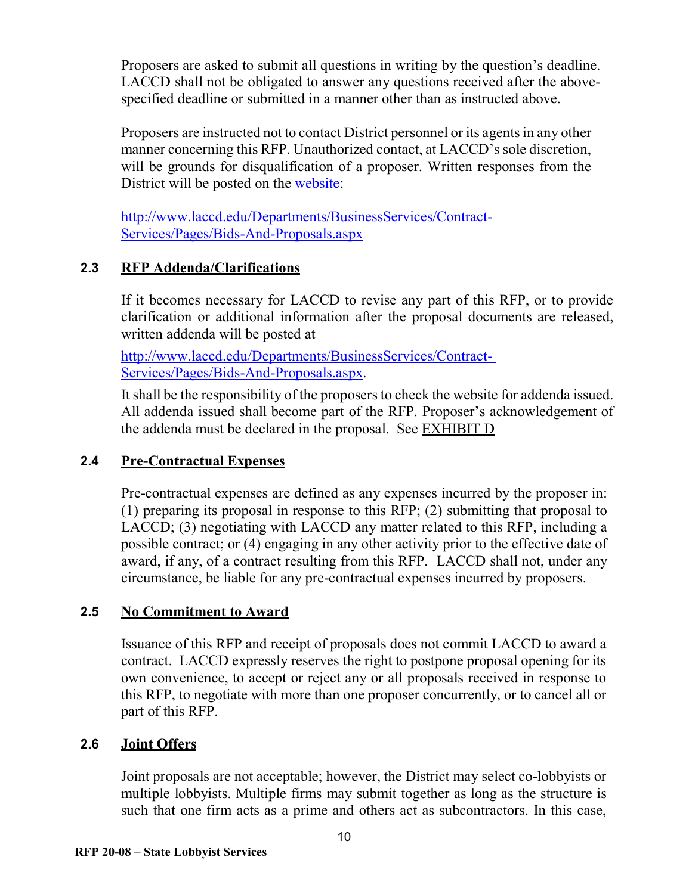Proposers are asked to submit all questions in writing by the question's deadline. LACCD shall not be obligated to answer any questions received after the above-specified deadline or submitted in a manner other than as instructed above.

Proposers are instructed not to contact District personnel or its agents in any other manner concerning this RFP. Unauthorized contact, at LACCD's sole discretion, will be grounds for disqualification of a proposer. Written responses from the District will be posted on the [website](http://www.laccd.edu/Departments/BusinessServices/Contract-Services/Pages/Bids-And-Proposals.aspx):

[http://www.laccd.edu/Departments/BusinessServices/Contract-Services/Pages/Bids-And-Proposals.aspx](http://www.laccd.edu/Departments/BusinessServices/Contract-Services/Pages/Bids-And-Proposals.aspx)

## 2.3 RFP Addenda/Clarifications

If it becomes necessary for LACCD to revise any part of this RFP, or to provide clarification or additional information after the proposal documents are released, written addenda will be posted at

[http://www.laccd.edu/Departments/BusinessServices/Contract-Services/Pages/Bids-And-Proposals.aspx](http://www.laccd.edu/Departments/BusinessServices/Contract-Services/Pages/Bids-And-Proposals.aspx).

It shall be the responsibility of the proposers to check the website for addenda issued. All addenda issued shall become part of the RFP. Proposer's acknowledgement of the addenda must be declared in the proposal. See EXHIBIT D

## 2.4 Pre-Contractual Expenses

Pre-contractual expenses are defined as any expenses incurred by the proposer in: (1) preparing its proposal in response to this RFP; (2) submitting that proposal to LACCD; (3) negotiating with LACCD any matter related to this RFP, including a possible contract; or (4) engaging in any other activity prior to the effective date of award, if any, of a contract resulting from this RFP. LACCD shall not, under any circumstance, be liable for any pre-contractual expenses incurred by proposers.

## 2.5 No Commitment to Award

Issuance of this RFP and receipt of proposals does not commit LACCD to award a contract. LACCD expressly reserves the right to postpone proposal opening for its own convenience, to accept or reject any or all proposals received in response to this RFP, to negotiate with more than one proposer concurrently, or to cancel all or part of this RFP.

## 2.6 Joint Offers

Joint proposals are not acceptable; however, the District may select co-lobbyists or multiple lobbyists. Multiple firms may submit together as long as the structure is such that one firm acts as a prime and others act as subcontractors. In this case,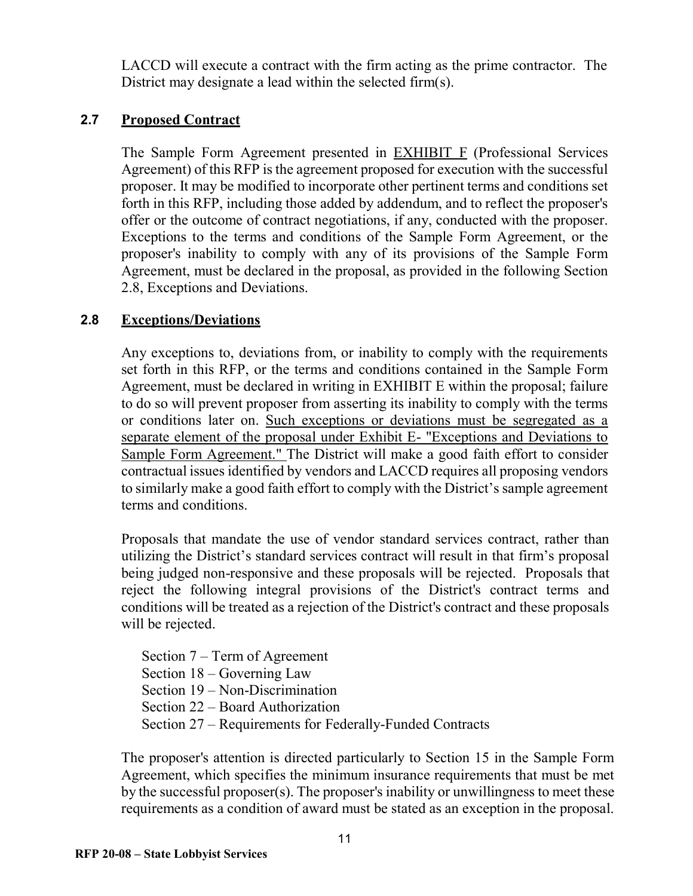LACCD will execute a contract with the firm acting as the prime contractor. The District may designate a lead within the selected firm(s).

## 2.7 Proposed Contract

The Sample Form Agreement presented in EXHIBIT F (Professional Services Agreement) of this RFP is the agreement proposed for execution with the successful proposer. It may be modified to incorporate other pertinent terms and conditions set forth in this RFP, including those added by addendum, and to reflect the proposer's offer or the outcome of contract negotiations, if any, conducted with the proposer. Exceptions to the terms and conditions of the Sample Form Agreement, or the proposer's inability to comply with any of its provisions of the Sample Form Agreement, must be declared in the proposal, as provided in the following Section 2.8, Exceptions and Deviations.

## 2.8 Exceptions/Deviations

Any exceptions to, deviations from, or inability to comply with the requirements set forth in this RFP, or the terms and conditions contained in the Sample Form Agreement, must be declared in writing in EXHIBIT E within the proposal; failure to do so will prevent proposer from asserting its inability to comply with the terms or conditions later on. Such exceptions or deviations must be segregated as a separate element of the proposal under Exhibit E- "Exceptions and Deviations to Sample Form Agreement." The District will make a good faith effort to consider contractual issues identified by vendors and LACCD requires all proposing vendors to similarly make a good faith effort to comply with the District's sample agreement terms and conditions.

Proposals that mandate the use of vendor standard services contract, rather than utilizing the District's standard services contract will result in that firm's proposal being judged non-responsive and these proposals will be rejected. Proposals that reject the following integral provisions of the District's contract terms and conditions will be treated as a rejection of the District's contract and these proposals will be rejected.

- Section 7 – Term of Agreement
- Section 18 – Governing Law
- Section 19 – Non-Discrimination
- Section 22 – Board Authorization
- Section 27 – Requirements for Federally-Funded Contracts

The proposer's attention is directed particularly to Section 15 in the Sample Form Agreement, which specifies the minimum insurance requirements that must be met by the successful proposer(s). The proposer's inability or unwillingness to meet these requirements as a condition of award must be stated as an exception in the proposal.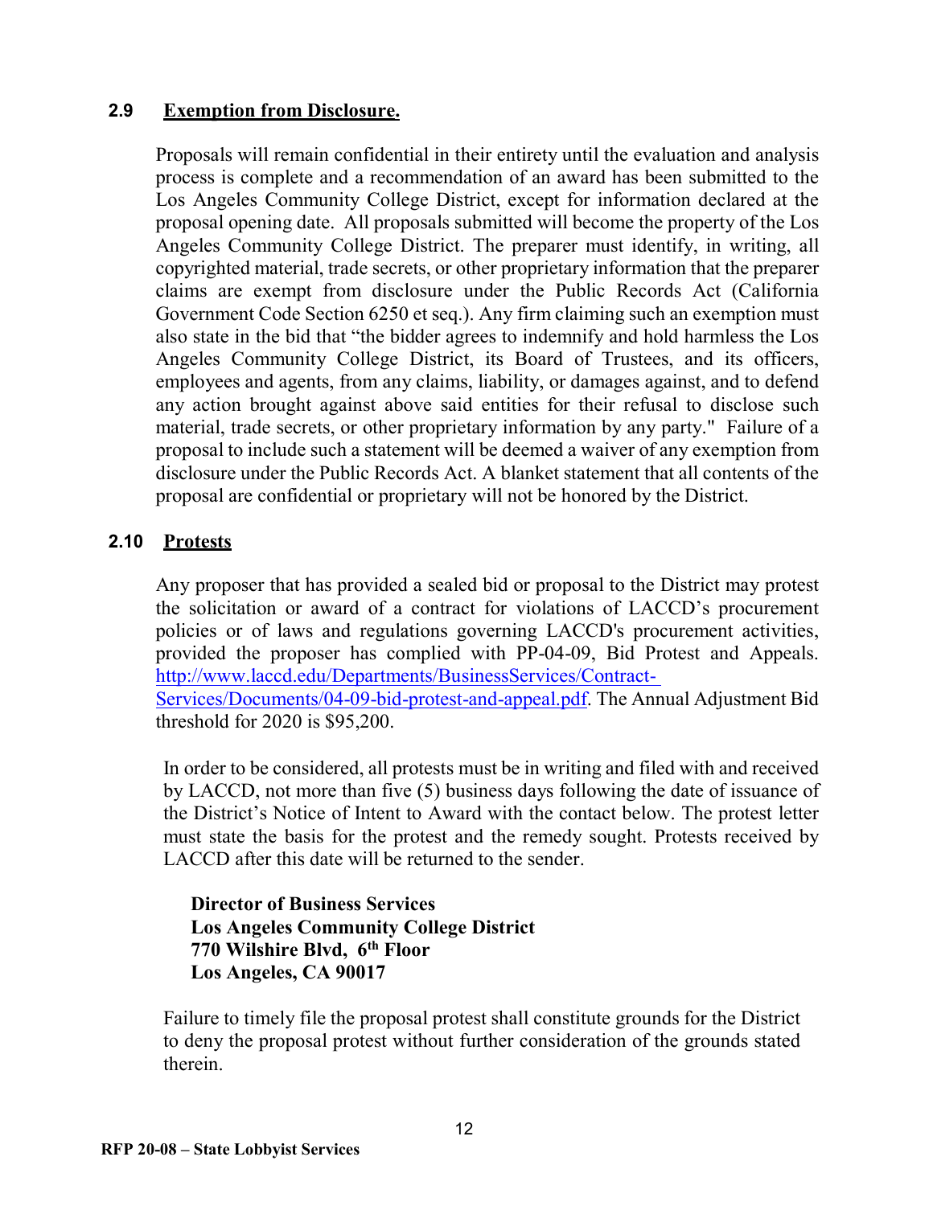### 2.9 Exemption from Disclosure.

Proposals will remain confidential in their entirety until the evaluation and analysis process is complete and a recommendation of an award has been submitted to the Los Angeles Community College District, except for information declared at the proposal opening date. All proposals submitted will become the property of the Los Angeles Community College District. The preparer must identify, in writing, all copyrighted material, trade secrets, or other proprietary information that the preparer claims are exempt from disclosure under the Public Records Act (California Government Code Section 6250 et seq.). Any firm claiming such an exemption must also state in the bid that "the bidder agrees to indemnify and hold harmless the Los Angeles Community College District, its Board of Trustees, and its officers, employees and agents, from any claims, liability, or damages against, and to defend any action brought against above said entities for their refusal to disclose such material, trade secrets, or other proprietary information by any party." Failure of a proposal to include such a statement will be deemed a waiver of any exemption from disclosure under the Public Records Act. A blanket statement that all contents of the proposal are confidential or proprietary will not be honored by the District.

### 2.10 Protests

Any proposer that has provided a sealed bid or proposal to the District may protest the solicitation or award of a contract for violations of LACCD's procurement policies or of laws and regulations governing LACCD's procurement activities, provided the proposer has complied with PP-04-09, Bid Protest and Appeals. [http://www.laccd.edu/Departments/BusinessServices/Contract-Services/Documents/04-09-bid-protest-and-appeal.pdf](http://www.laccd.edu/Departments/BusinessServices/Contract-Services/Documents/04-09-bid-protest-and-appeal.pdf). The Annual Adjustment Bid threshold for 2020 is $95,200.

In order to be considered, all protests must be in writing and filed with and received by LACCD, not more than five (5) business days following the date of issuance of the District's Notice of Intent to Award with the contact below. The protest letter must state the basis for the protest and the remedy sought. Protests received by LACCD after this date will be returned to the sender.

**Director of Business Services**
**Los Angeles Community College District**
**770 Wilshire Blvd, 6th Floor**
**Los Angeles, CA 90017**

Failure to timely file the proposal protest shall constitute grounds for the District to deny the proposal protest without further consideration of the grounds stated therein.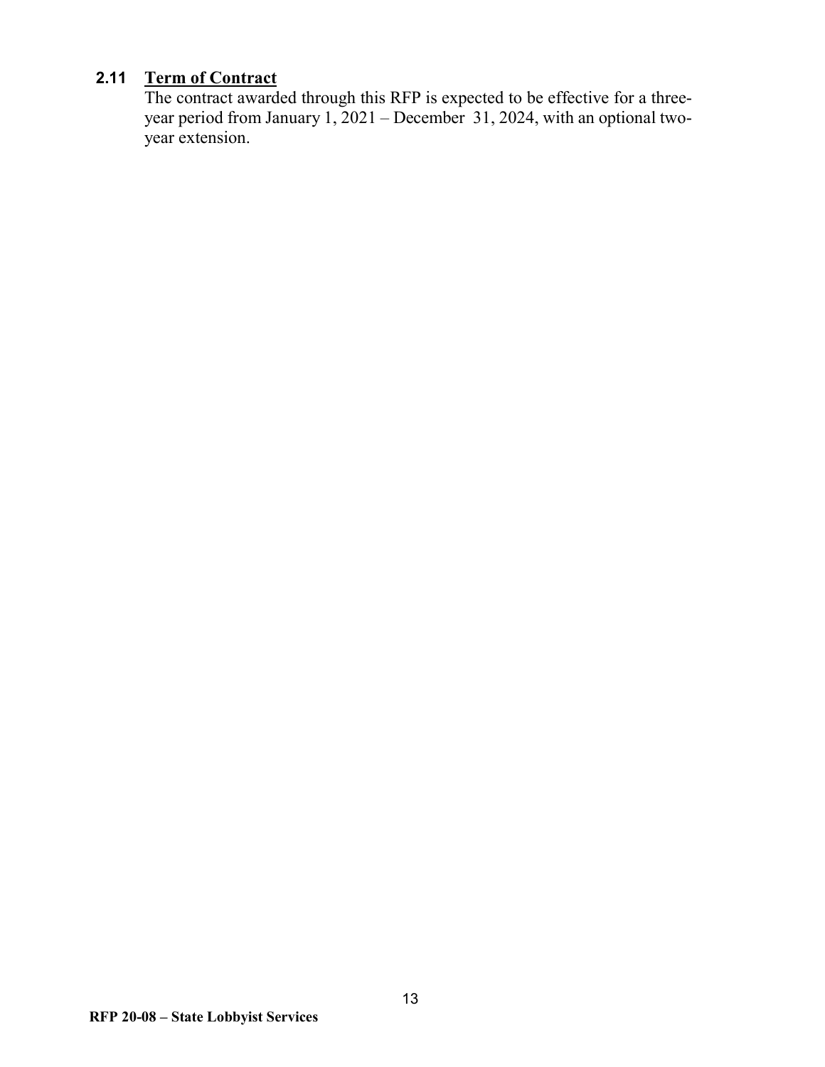### 2.11 Term of Contract

The contract awarded through this RFP is expected to be effective for a three-year period from January 1, 2021 – December 31, 2024, with an optional two-year extension.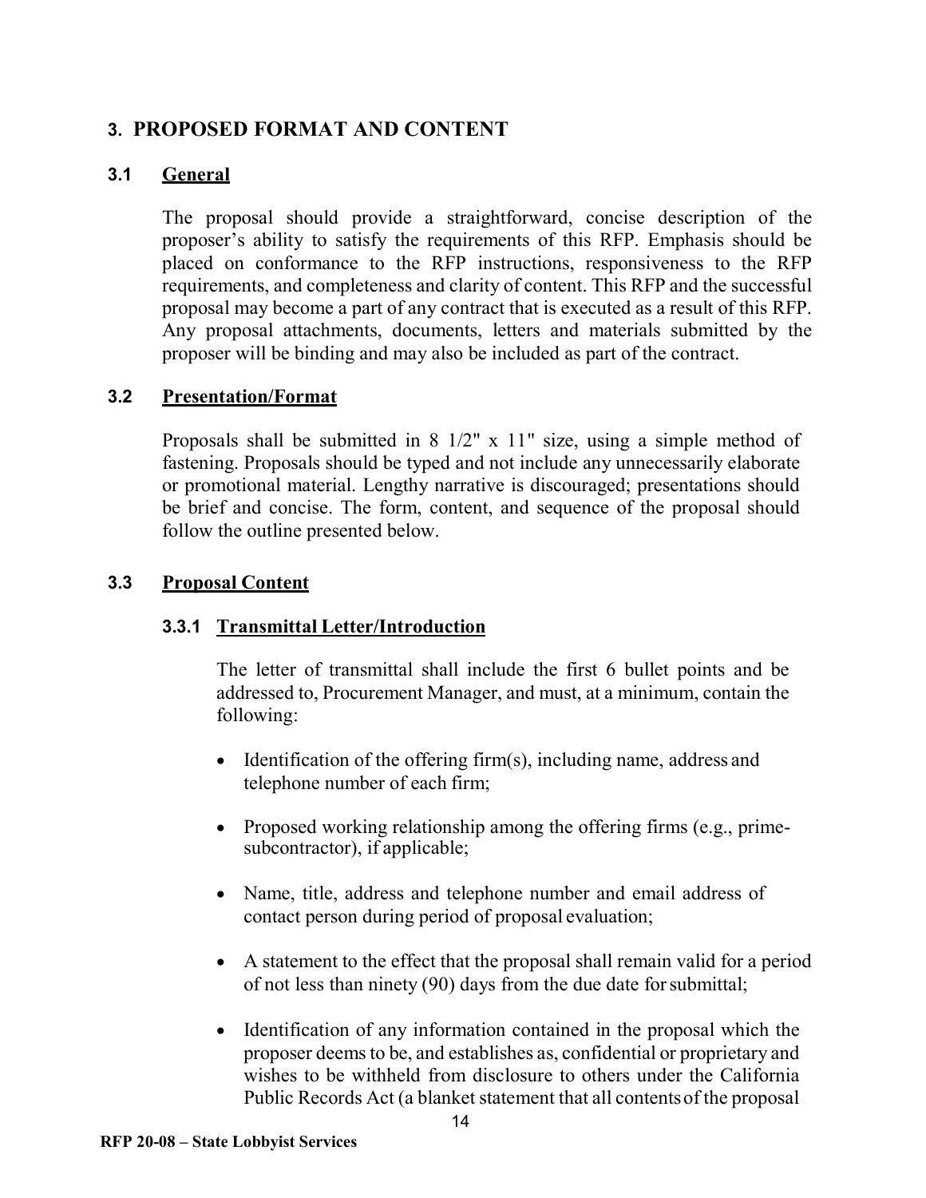# 3. PROPOSED FORMAT AND CONTENT

## 3.1 General

The proposal should provide a straightforward, concise description of the proposer's ability to satisfy the requirements of this RFP. Emphasis should be placed on conformance to the RFP instructions, responsiveness to the RFP requirements, and completeness and clarity of content. This RFP and the successful proposal may become a part of any contract that is executed as a result of this RFP. Any proposal attachments, documents, letters and materials submitted by the proposer will be binding and may also be included as part of the contract.

## 3.2 Presentation/Format

Proposals shall be submitted in 8 1/2" x 11" size, using a simple method of fastening. Proposals should be typed and not include any unnecessarily elaborate or promotional material. Lengthy narrative is discouraged; presentations should be brief and concise. The form, content, and sequence of the proposal should follow the outline presented below.

## 3.3 Proposal Content

### 3.3.1 Transmittal Letter/Introduction

The letter of transmittal shall include the first 6 bullet points and be addressed to, Procurement Manager, and must, at a minimum, contain the following:

- Identification of the offering firm(s), including name, address and telephone number of each firm;
- Proposed working relationship among the offering firms (e.g., prime-subcontractor), if applicable;
- Name, title, address and telephone number and email address of contact person during period of proposal evaluation;
- A statement to the effect that the proposal shall remain valid for a period of not less than ninety (90) days from the due date for submittal;
- Identification of any information contained in the proposal which the proposer deems to be, and establishes as, confidential or proprietary and wishes to be withheld from disclosure to others under the California Public Records Act (a blanket statement that all contents of the proposal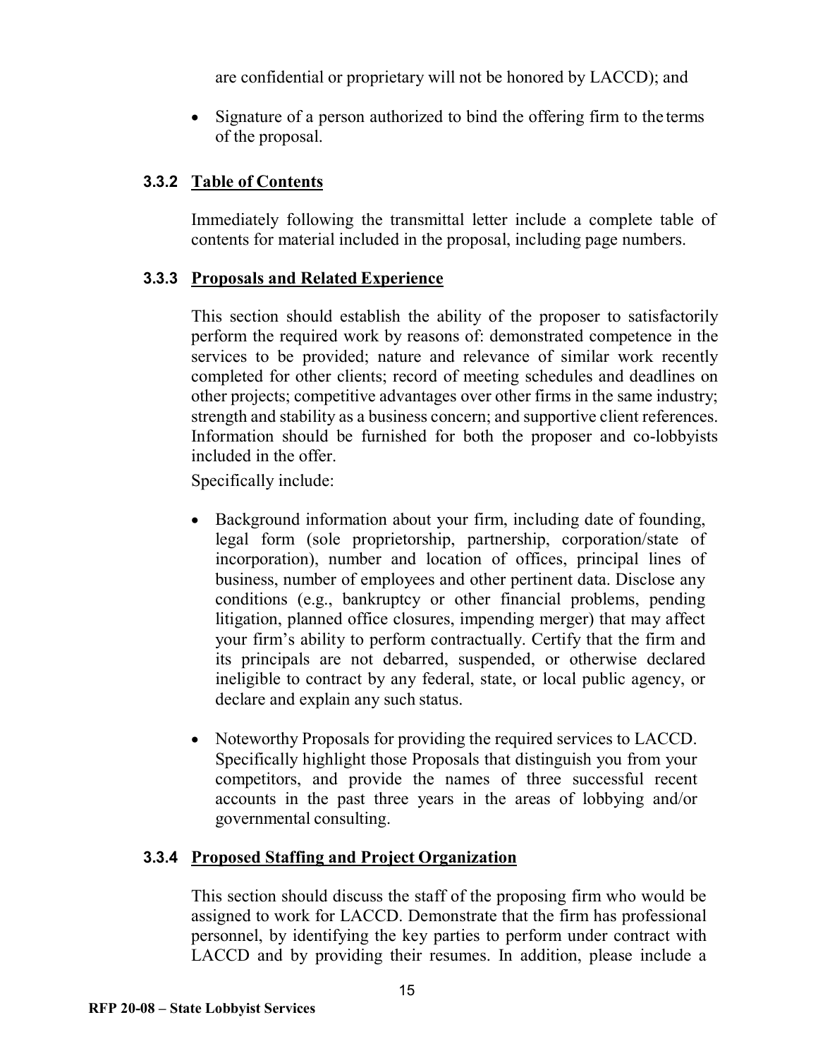are confidential or proprietary will not be honored by LACCD); and

- Signature of a person authorized to bind the offering firm to the terms of the proposal.

### 3.3.2 Table of Contents

Immediately following the transmittal letter include a complete table of contents for material included in the proposal, including page numbers.

### 3.3.3 Proposals and Related Experience

This section should establish the ability of the proposer to satisfactorily perform the required work by reasons of: demonstrated competence in the services to be provided; nature and relevance of similar work recently completed for other clients; record of meeting schedules and deadlines on other projects; competitive advantages over other firms in the same industry; strength and stability as a business concern; and supportive client references. Information should be furnished for both the proposer and co-lobbyists included in the offer.

Specifically include:

- Background information about your firm, including date of founding, legal form (sole proprietorship, partnership, corporation/state of incorporation), number and location of offices, principal lines of business, number of employees and other pertinent data. Disclose any conditions (e.g., bankruptcy or other financial problems, pending litigation, planned office closures, impending merger) that may affect your firm's ability to perform contractually. Certify that the firm and its principals are not debarred, suspended, or otherwise declared ineligible to contract by any federal, state, or local public agency, or declare and explain any such status.

- Noteworthy Proposals for providing the required services to LACCD. Specifically highlight those Proposals that distinguish you from your competitors, and provide the names of three successful recent accounts in the past three years in the areas of lobbying and/or governmental consulting.

### 3.3.4 Proposed Staffing and Project Organization

This section should discuss the staff of the proposing firm who would be assigned to work for LACCD. Demonstrate that the firm has professional personnel, by identifying the key parties to perform under contract with LACCD and by providing their resumes. In addition, please include a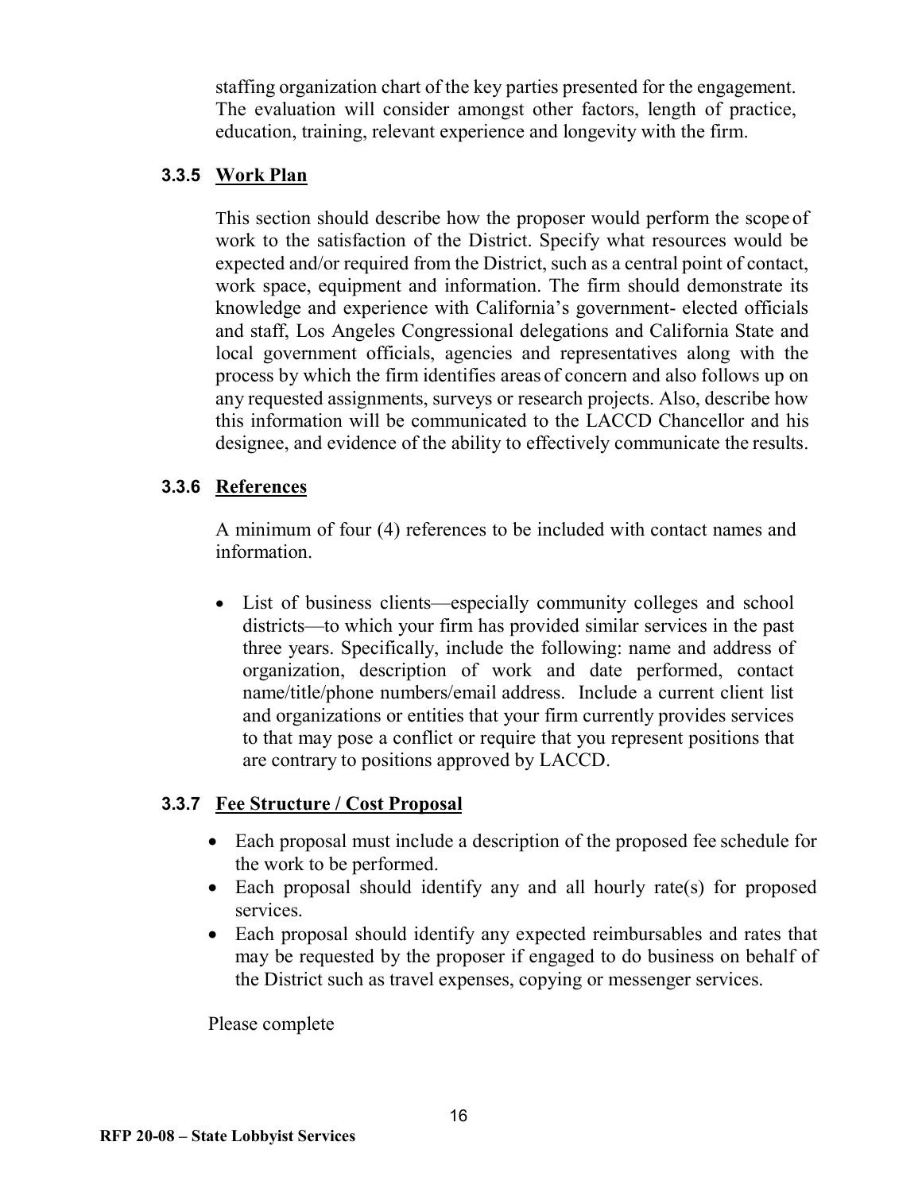staffing organization chart of the key parties presented for the engagement. The evaluation will consider amongst other factors, length of practice, education, training, relevant experience and longevity with the firm.

### 3.3.5 Work Plan

This section should describe how the proposer would perform the scope of work to the satisfaction of the District. Specify what resources would be expected and/or required from the District, such as a central point of contact, work space, equipment and information. The firm should demonstrate its knowledge and experience with California's government- elected officials and staff, Los Angeles Congressional delegations and California State and local government officials, agencies and representatives along with the process by which the firm identifies areas of concern and also follows up on any requested assignments, surveys or research projects. Also, describe how this information will be communicated to the LACCD Chancellor and his designee, and evidence of the ability to effectively communicate the results.

### 3.3.6 References

A minimum of four (4) references to be included with contact names and information.

- List of business clients—especially community colleges and school districts—to which your firm has provided similar services in the past three years. Specifically, include the following: name and address of organization, description of work and date performed, contact name/title/phone numbers/email address. Include a current client list and organizations or entities that your firm currently provides services to that may pose a conflict or require that you represent positions that are contrary to positions approved by LACCD.

### 3.3.7 Fee Structure / Cost Proposal

- Each proposal must include a description of the proposed fee schedule for the work to be performed.
- Each proposal should identify any and all hourly rate(s) for proposed services.
- Each proposal should identify any expected reimbursables and rates that may be requested by the proposer if engaged to do business on behalf of the District such as travel expenses, copying or messenger services.

Please complete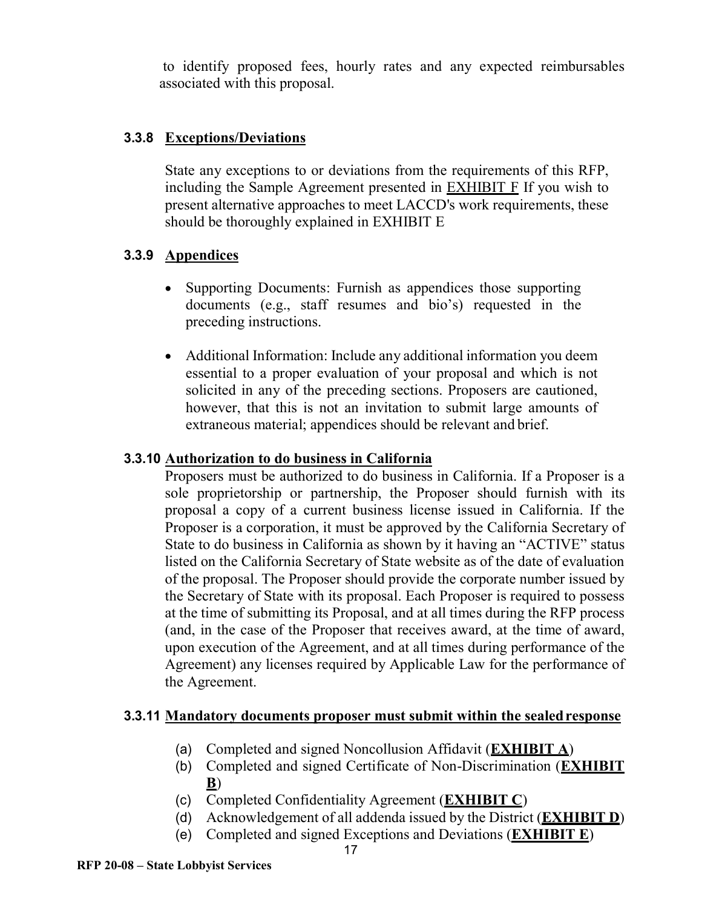to identify proposed fees, hourly rates and any expected reimbursables associated with this proposal.

### 3.3.8 Exceptions/Deviations

State any exceptions to or deviations from the requirements of this RFP, including the Sample Agreement presented in EXHIBIT F If you wish to present alternative approaches to meet LACCD's work requirements, these should be thoroughly explained in EXHIBIT E

### 3.3.9 Appendices

- Supporting Documents: Furnish as appendices those supporting documents (e.g., staff resumes and bio's) requested in the preceding instructions.
- Additional Information: Include any additional information you deem essential to a proper evaluation of your proposal and which is not solicited in any of the preceding sections. Proposers are cautioned, however, that this is not an invitation to submit large amounts of extraneous material; appendices should be relevant and brief.

### 3.3.10 Authorization to do business in California

Proposers must be authorized to do business in California. If a Proposer is a sole proprietorship or partnership, the Proposer should furnish with its proposal a copy of a current business license issued in California. If the Proposer is a corporation, it must be approved by the California Secretary of State to do business in California as shown by it having an "ACTIVE" status listed on the California Secretary of State website as of the date of evaluation of the proposal. The Proposer should provide the corporate number issued by the Secretary of State with its proposal. Each Proposer is required to possess at the time of submitting its Proposal, and at all times during the RFP process (and, in the case of the Proposer that receives award, at the time of award, upon execution of the Agreement, and at all times during performance of the Agreement) any licenses required by Applicable Law for the performance of the Agreement.

### 3.3.11 Mandatory documents proposer must submit within the sealed response

(a) Completed and signed Noncollusion Affidavit (**EXHIBIT A**)
(b) Completed and signed Certificate of Non-Discrimination (**EXHIBIT B**)
(c) Completed Confidentiality Agreement (**EXHIBIT C**)
(d) Acknowledgement of all addenda issued by the District (**EXHIBIT D**)
(e) Completed and signed Exceptions and Deviations (**EXHIBIT E**)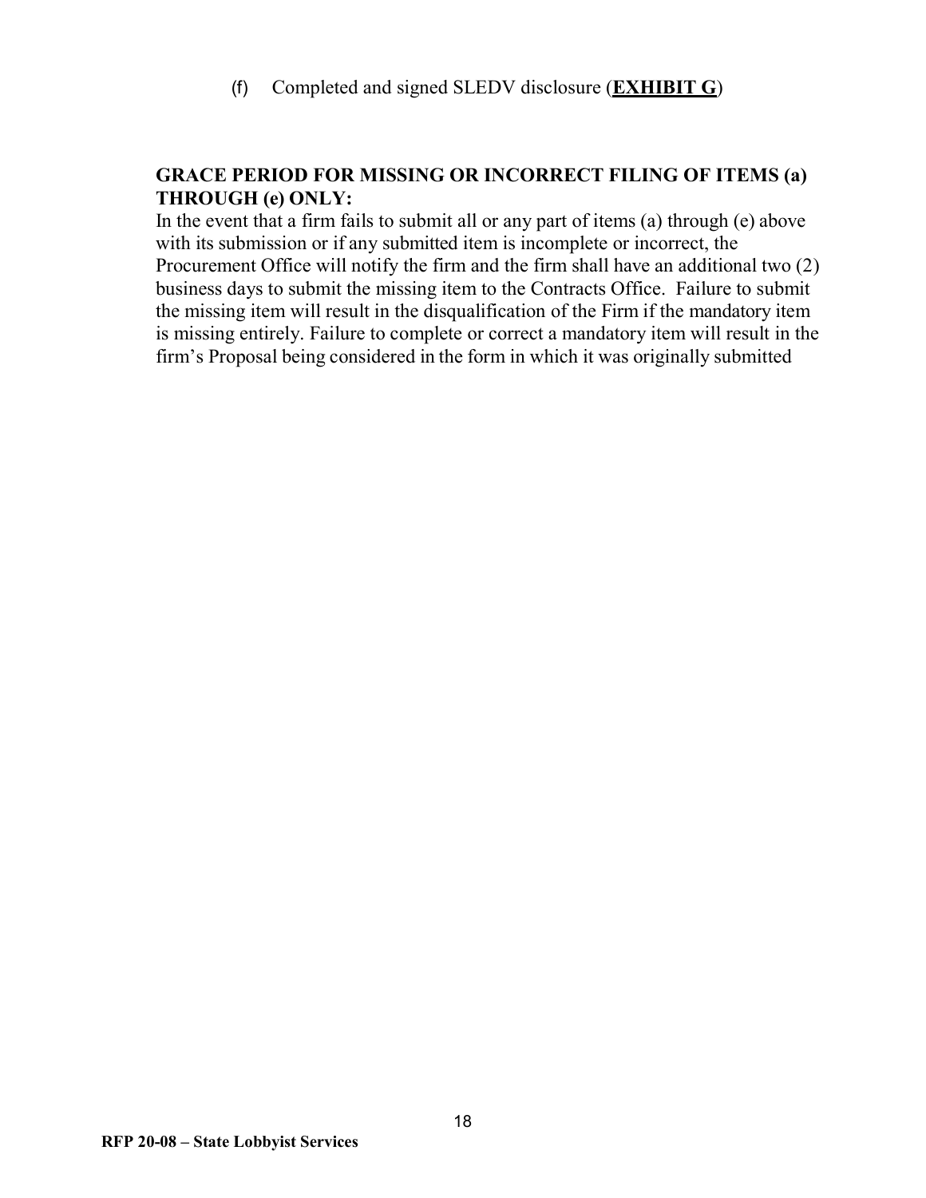(f) Completed and signed SLEDV disclosure (**<u>EXHIBIT G</u>**)

**GRACE PERIOD FOR MISSING OR INCORRECT FILING OF ITEMS (a) THROUGH (e) ONLY:**

In the event that a firm fails to submit all or any part of items (a) through (e) above with its submission or if any submitted item is incomplete or incorrect, the Procurement Office will notify the firm and the firm shall have an additional two (2) business days to submit the missing item to the Contracts Office. Failure to submit the missing item will result in the disqualification of the Firm if the mandatory item is missing entirely. Failure to complete or correct a mandatory item will result in the firm's Proposal being considered in the form in which it was originally submitted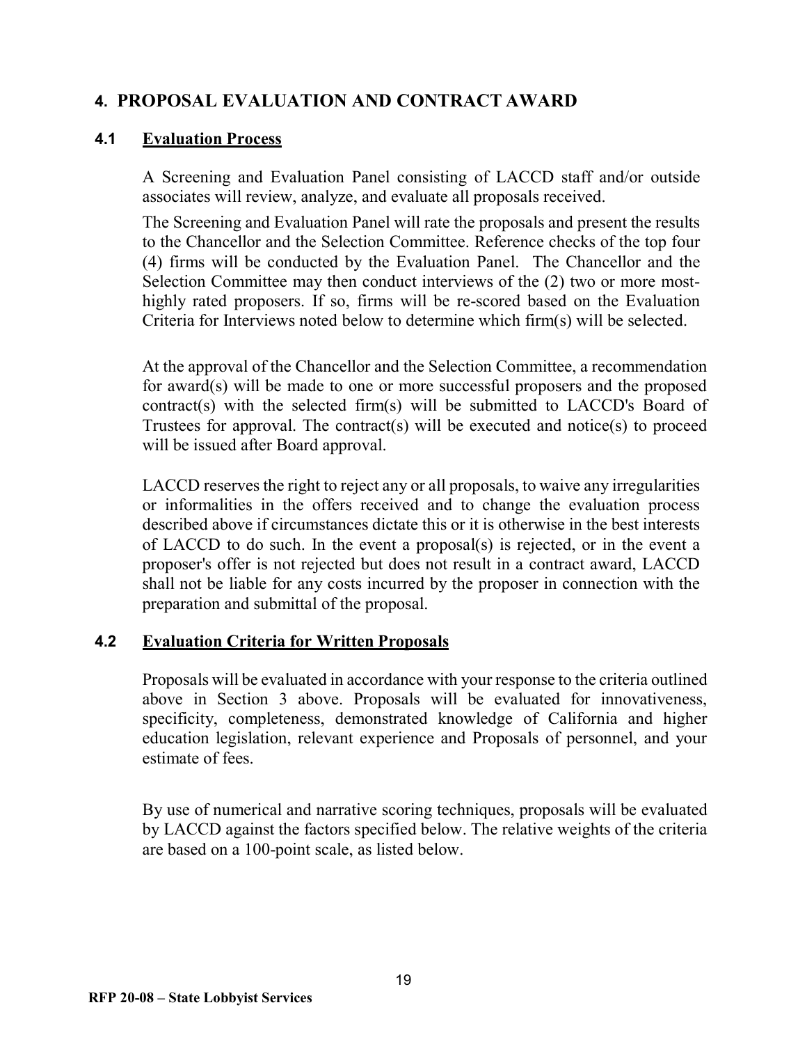# 4. PROPOSAL EVALUATION AND CONTRACT AWARD

## 4.1 Evaluation Process

A Screening and Evaluation Panel consisting of LACCD staff and/or outside associates will review, analyze, and evaluate all proposals received.

The Screening and Evaluation Panel will rate the proposals and present the results to the Chancellor and the Selection Committee. Reference checks of the top four (4) firms will be conducted by the Evaluation Panel. The Chancellor and the Selection Committee may then conduct interviews of the (2) two or more most-highly rated proposers. If so, firms will be re-scored based on the Evaluation Criteria for Interviews noted below to determine which firm(s) will be selected.

At the approval of the Chancellor and the Selection Committee, a recommendation for award(s) will be made to one or more successful proposers and the proposed contract(s) with the selected firm(s) will be submitted to LACCD's Board of Trustees for approval. The contract(s) will be executed and notice(s) to proceed will be issued after Board approval.

LACCD reserves the right to reject any or all proposals, to waive any irregularities or informalities in the offers received and to change the evaluation process described above if circumstances dictate this or it is otherwise in the best interests of LACCD to do such. In the event a proposal(s) is rejected, or in the event a proposer's offer is not rejected but does not result in a contract award, LACCD shall not be liable for any costs incurred by the proposer in connection with the preparation and submittal of the proposal.

## 4.2 Evaluation Criteria for Written Proposals

Proposals will be evaluated in accordance with your response to the criteria outlined above in Section 3 above. Proposals will be evaluated for innovativeness, specificity, completeness, demonstrated knowledge of California and higher education legislation, relevant experience and Proposals of personnel, and your estimate of fees.

By use of numerical and narrative scoring techniques, proposals will be evaluated by LACCD against the factors specified below. The relative weights of the criteria are based on a 100-point scale, as listed below.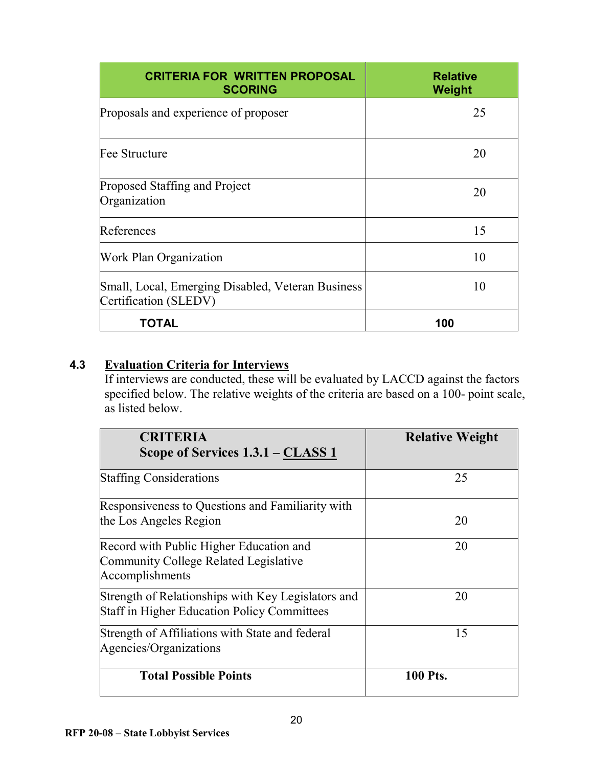| CRITERIA FOR WRITTEN PROPOSAL SCORING | Relative Weight |
|---|---|
| Proposals and experience of proposer | 25 |
| Fee Structure | 20 |
| Proposed Staffing and Project Organization | 20 |
| References | 15 |
| Work Plan Organization | 10 |
| Small, Local, Emerging Disabled, Veteran Business Certification (SLEDV) | 10 |
| **TOTAL** | **100** |

### 4.3 Evaluation Criteria for Interviews

If interviews are conducted, these will be evaluated by LACCD against the factors specified below. The relative weights of the criteria are based on a 100- point scale, as listed below.

| CRITERIA<br>Scope of Services 1.3.1 – CLASS 1 | Relative Weight |
|---|---|
| Staffing Considerations | 25 |
| Responsiveness to Questions and Familiarity with the Los Angeles Region | 20 |
| Record with Public Higher Education and Community College Related Legislative Accomplishments | 20 |
| Strength of Relationships with Key Legislators and Staff in Higher Education Policy Committees | 20 |
| Strength of Affiliations with State and federal Agencies/Organizations | 15 |
| **Total Possible Points** | **100 Pts.** |

**RFP 20-08 – State Lobbyist Services**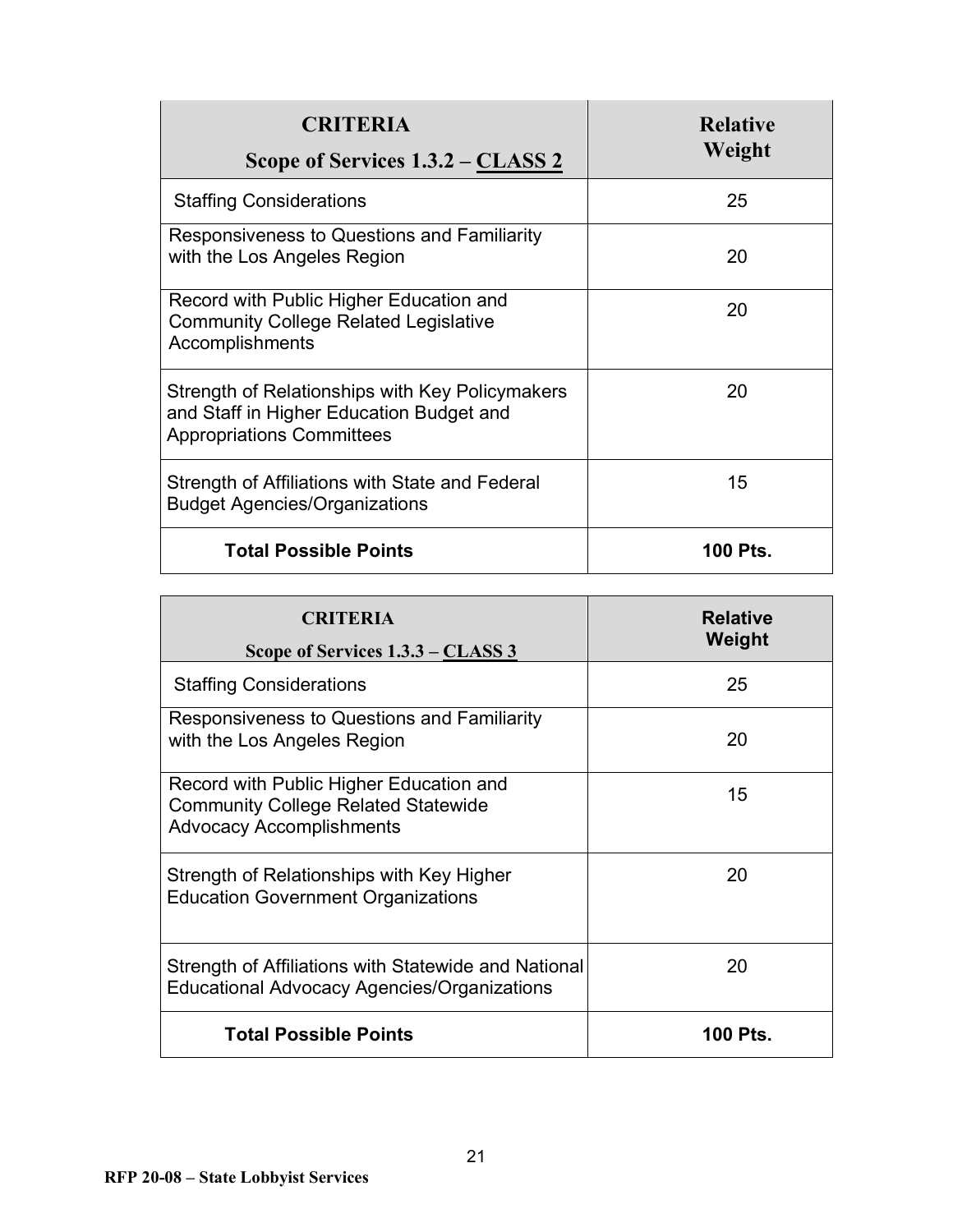| **CRITERIA**<br>**Scope of Services 1.3.2 – CLASS 2** | **Relative Weight** |
|---|---|
| Staffing Considerations | 25 |
| Responsiveness to Questions and Familiarity with the Los Angeles Region | 20 |
| Record with Public Higher Education and Community College Related Legislative Accomplishments | 20 |
| Strength of Relationships with Key Policymakers and Staff in Higher Education Budget and Appropriations Committees | 20 |
| Strength of Affiliations with State and Federal Budget Agencies/Organizations | 15 |
| **Total Possible Points** | **100 Pts.** |

| **CRITERIA**<br>**Scope of Services 1.3.3 – CLASS 3** | **Relative Weight** |
|---|---|
| Staffing Considerations | 25 |
| Responsiveness to Questions and Familiarity with the Los Angeles Region | 20 |
| Record with Public Higher Education and Community College Related Statewide Advocacy Accomplishments | 15 |
| Strength of Relationships with Key Higher Education Government Organizations | 20 |
| Strength of Affiliations with Statewide and National Educational Advocacy Agencies/Organizations | 20 |
| **Total Possible Points** | **100 Pts.** |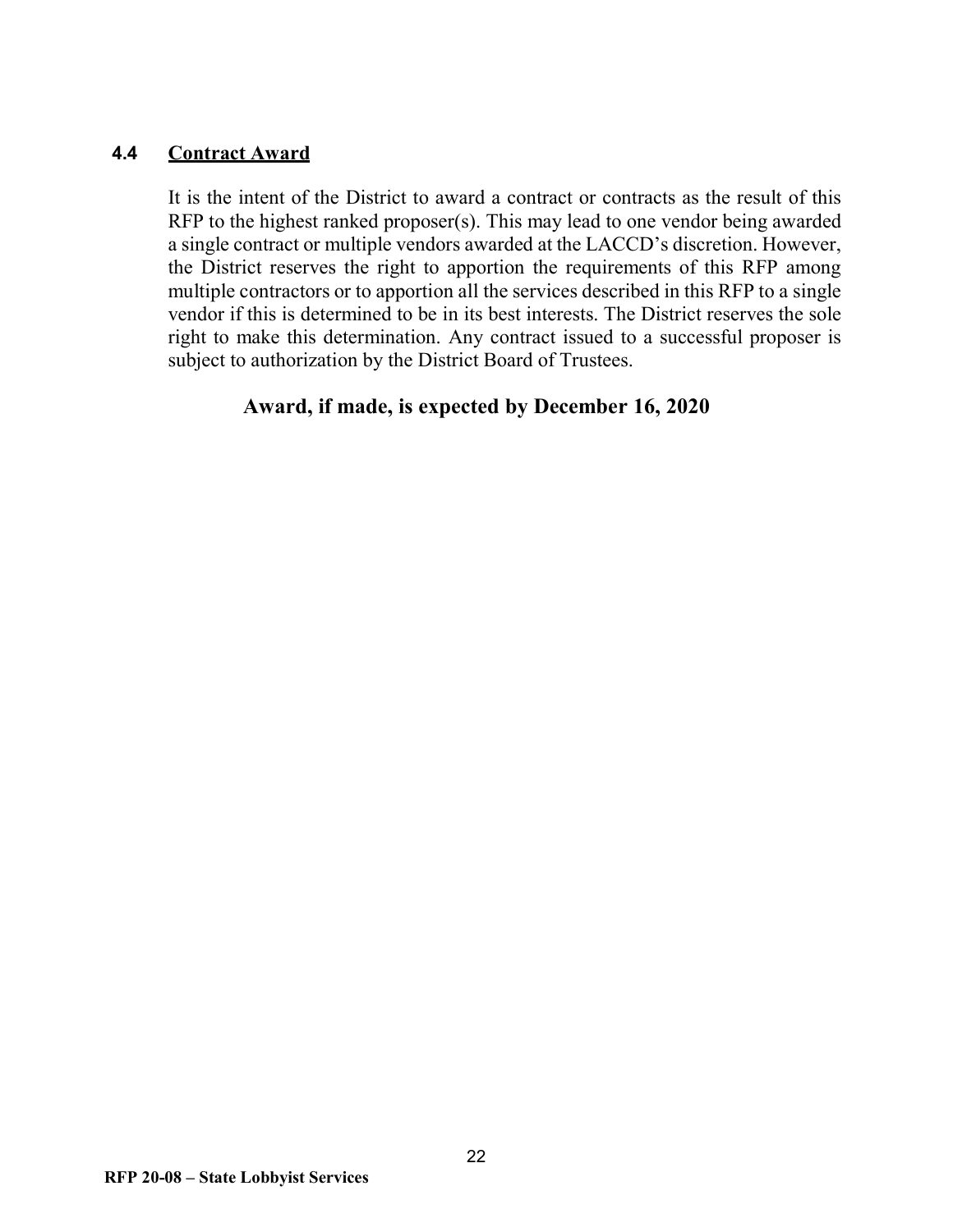### 4.4 Contract Award

It is the intent of the District to award a contract or contracts as the result of this RFP to the highest ranked proposer(s). This may lead to one vendor being awarded a single contract or multiple vendors awarded at the LACCD's discretion. However, the District reserves the right to apportion the requirements of this RFP among multiple contractors or to apportion all the services described in this RFP to a single vendor if this is determined to be in its best interests. The District reserves the sole right to make this determination. Any contract issued to a successful proposer is subject to authorization by the District Board of Trustees.

**Award, if made, is expected by December 16, 2020**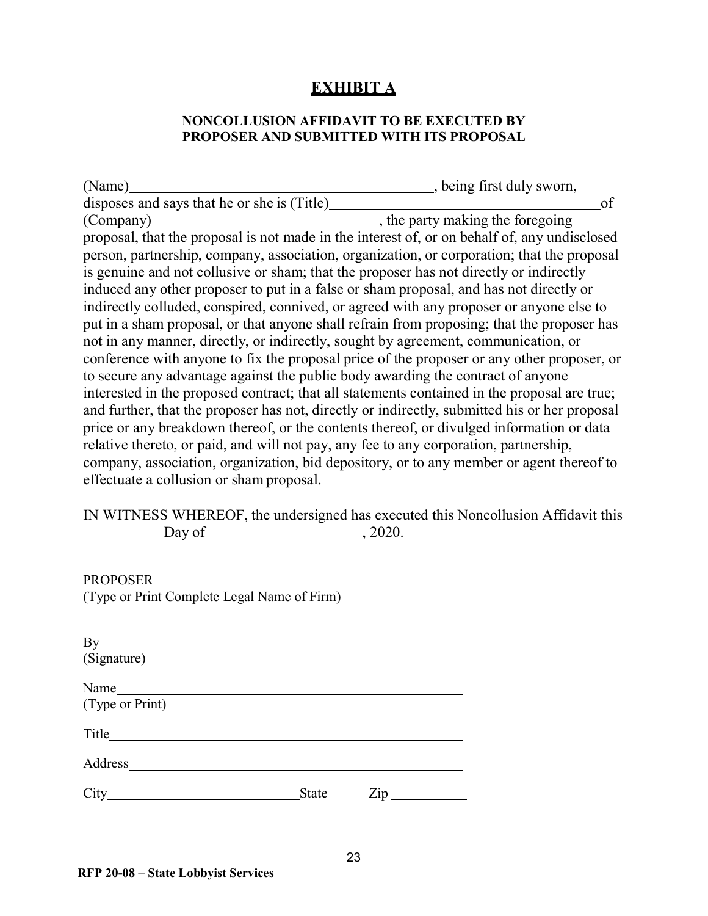# EXHIBIT A

### NONCOLLUSION AFFIDAVIT TO BE EXECUTED BY PROPOSER AND SUBMITTED WITH ITS PROPOSAL

(Name)\_\_\_\_\_\_\_\_\_\_\_\_\_\_\_\_\_\_\_\_\_\_\_\_\_\_\_\_\_\_\_\_\_\_\_\_\_\_\_\_\_\_, being first duly sworn, disposes and says that he or she is (Title)\_\_\_\_\_\_\_\_\_\_\_\_\_\_\_\_\_\_\_\_\_\_\_\_\_\_\_\_\_\_\_\_\_\_\_\_\_\_ of (Company)\_\_\_\_\_\_\_\_\_\_\_\_\_\_\_\_\_\_\_\_\_\_\_\_\_\_\_\_\_\_\_\_, the party making the foregoing proposal, that the proposal is not made in the interest of, or on behalf of, any undisclosed person, partnership, company, association, organization, or corporation; that the proposal is genuine and not collusive or sham; that the proposer has not directly or indirectly induced any other proposer to put in a false or sham proposal, and has not directly or indirectly colluded, conspired, connived, or agreed with any proposer or anyone else to put in a sham proposal, or that anyone shall refrain from proposing; that the proposer has not in any manner, directly, or indirectly, sought by agreement, communication, or conference with anyone to fix the proposal price of the proposer or any other proposer, or to secure any advantage against the public body awarding the contract of anyone interested in the proposed contract; that all statements contained in the proposal are true; and further, that the proposer has not, directly or indirectly, submitted his or her proposal price or any breakdown thereof, or the contents thereof, or divulged information or data relative thereto, or paid, and will not pay, any fee to any corporation, partnership, company, association, organization, bid depository, or to any member or agent thereof to effectuate a collusion or sham proposal.

IN WITNESS WHEREOF, the undersigned has executed this Noncollusion Affidavit this \_\_\_\_\_\_\_\_\_\_\_ Day of\_\_\_\_\_\_\_\_\_\_\_\_\_\_\_\_\_\_\_\_\_\_, 2020.

PROPOSER \_\_\_\_\_\_\_\_\_\_\_\_\_\_\_\_\_\_\_\_\_\_\_\_\_\_\_\_\_\_\_\_\_\_\_\_\_\_\_\_\_\_\_\_\_\_\_\_
(Type or Print Complete Legal Name of Firm)

By\_\_\_\_\_\_\_\_\_\_\_\_\_\_\_\_\_\_\_\_\_\_\_\_\_\_\_\_\_\_\_\_\_\_\_\_\_\_\_\_\_\_\_\_\_\_\_\_\_\_\_\_\_
(Signature)

Name\_\_\_\_\_\_\_\_\_\_\_\_\_\_\_\_\_\_\_\_\_\_\_\_\_\_\_\_\_\_\_\_\_\_\_\_\_\_\_\_\_\_\_\_\_\_\_\_\_\_
(Type or Print)

Title\_\_\_\_\_\_\_\_\_\_\_\_\_\_\_\_\_\_\_\_\_\_\_\_\_\_\_\_\_\_\_\_\_\_\_\_\_\_\_\_\_\_\_\_\_\_\_\_\_\_\_

Address\_\_\_\_\_\_\_\_\_\_\_\_\_\_\_\_\_\_\_\_\_\_\_\_\_\_\_\_\_\_\_\_\_\_\_\_\_\_\_\_\_\_\_\_\_\_\_\_\_

City\_\_\_\_\_\_\_\_\_\_\_\_\_\_\_\_\_\_\_\_\_\_\_\_\_\_\_\_\_ State Zip \_\_\_\_\_\_\_\_\_\_\_

**RFP 20-08 – State Lobbyist Services**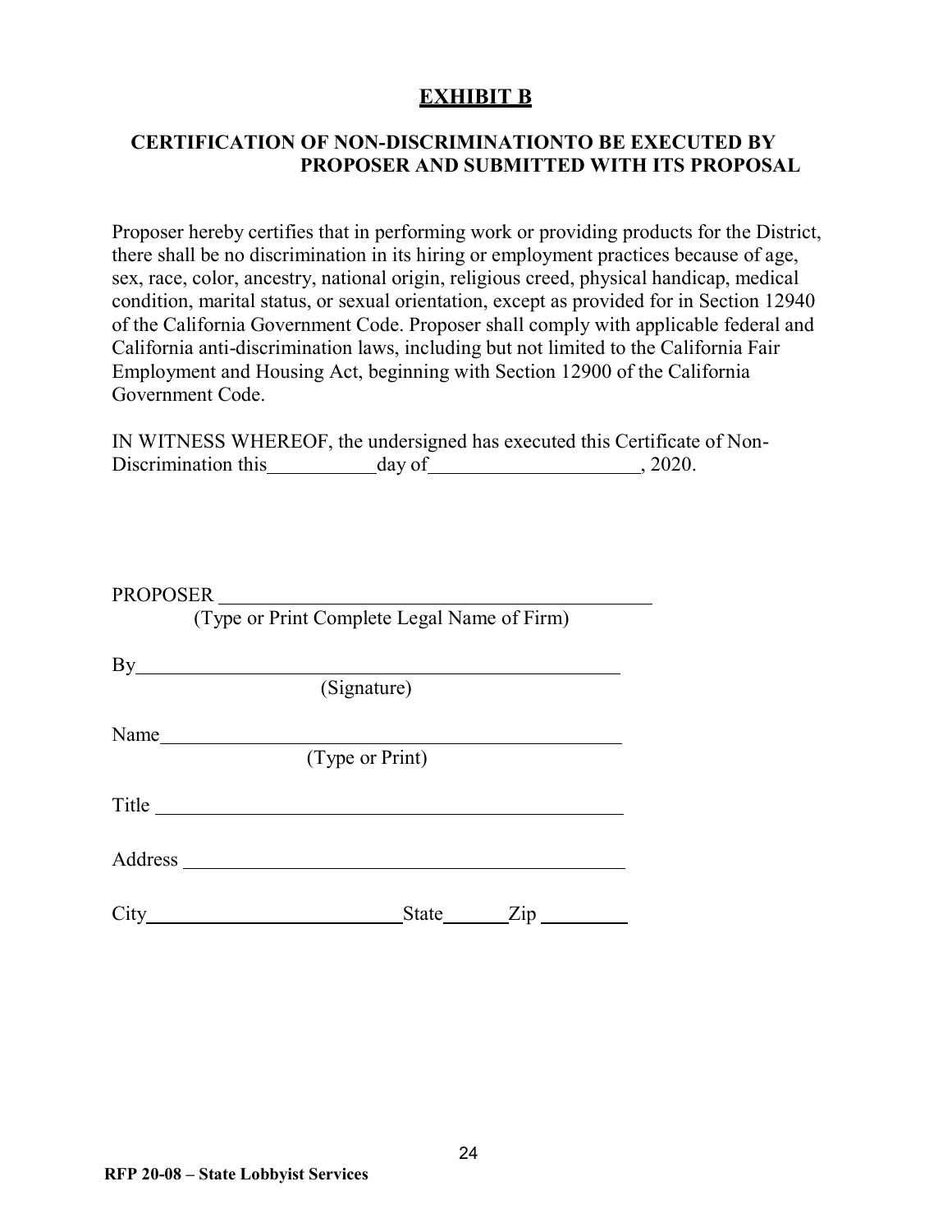# EXHIBIT B

## CERTIFICATION OF NON-DISCRIMINATIONTO BE EXECUTED BY PROPOSER AND SUBMITTED WITH ITS PROPOSAL

Proposer hereby certifies that in performing work or providing products for the District, there shall be no discrimination in its hiring or employment practices because of age, sex, race, color, ancestry, national origin, religious creed, physical handicap, medical condition, marital status, or sexual orientation, except as provided for in Section 12940 of the California Government Code. Proposer shall comply with applicable federal and California anti-discrimination laws, including but not limited to the California Fair Employment and Housing Act, beginning with Section 12900 of the California Government Code.

IN WITNESS WHEREOF, the undersigned has executed this Certificate of Non-Discrimination this\_\_\_\_\_\_\_\_\_\_\_day of\_\_\_\_\_\_\_\_\_\_\_\_\_\_\_\_\_\_\_\_\_, 2020.

PROPOSER \_\_\_\_\_\_\_\_\_\_\_\_\_\_\_\_\_\_\_\_\_\_\_\_\_\_\_\_\_\_\_\_\_\_\_\_\_\_\_\_\_\_\_\_
(Type or Print Complete Legal Name of Firm)

By\_\_\_\_\_\_\_\_\_\_\_\_\_\_\_\_\_\_\_\_\_\_\_\_\_\_\_\_\_\_\_\_\_\_\_\_\_\_\_\_\_\_\_\_\_\_\_\_
(Signature)

Name\_\_\_\_\_\_\_\_\_\_\_\_\_\_\_\_\_\_\_\_\_\_\_\_\_\_\_\_\_\_\_\_\_\_\_\_\_\_\_\_\_\_\_\_\_
(Type or Print)

Title \_\_\_\_\_\_\_\_\_\_\_\_\_\_\_\_\_\_\_\_\_\_\_\_\_\_\_\_\_\_\_\_\_\_\_\_\_\_\_\_\_\_\_\_\_\_

Address \_\_\_\_\_\_\_\_\_\_\_\_\_\_\_\_\_\_\_\_\_\_\_\_\_\_\_\_\_\_\_\_\_\_\_\_\_\_\_\_\_\_\_

City\_\_\_\_\_\_\_\_\_\_\_\_\_\_\_\_\_\_\_\_\_\_\_\_\_\_\_State\_\_\_\_\_\_\_Zip \_\_\_\_\_\_\_\_\_

RFP 20-08 – State Lobbyist Services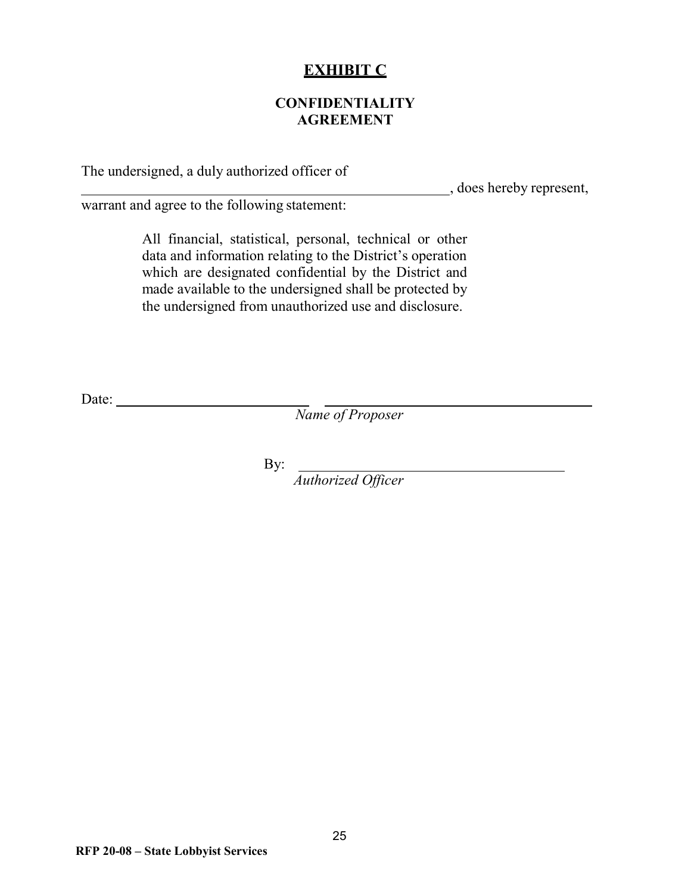# EXHIBIT C

## CONFIDENTIALITY AGREEMENT

The undersigned, a duly authorized officer of \_\_\_\_\_\_\_\_\_\_\_\_\_\_\_\_\_\_\_\_\_\_\_\_\_\_\_\_\_\_\_\_\_\_\_\_\_\_\_\_\_\_\_\_\_\_\_\_, does hereby represent, warrant and agree to the following statement:

> All financial, statistical, personal, technical or other data and information relating to the District's operation which are designated confidential by the District and made available to the undersigned shall be protected by the undersigned from unauthorized use and disclosure.

Date: \_\_\_\_\_\_\_\_\_\_\_\_\_\_\_\_\_\_\_\_\_\_\_\_\_\_ \_\_\_\_\_\_\_\_\_\_\_\_\_\_\_\_\_\_\_\_\_\_\_\_\_\_\_\_\_\_\_\_\_\_\_\_\_\_\_\_

*Name of Proposer*

By: \_\_\_\_\_\_\_\_\_\_\_\_\_\_\_\_\_\_\_\_\_\_\_\_\_\_\_\_\_\_\_\_\_\_\_\_\_\_\_\_

*Authorized Officer*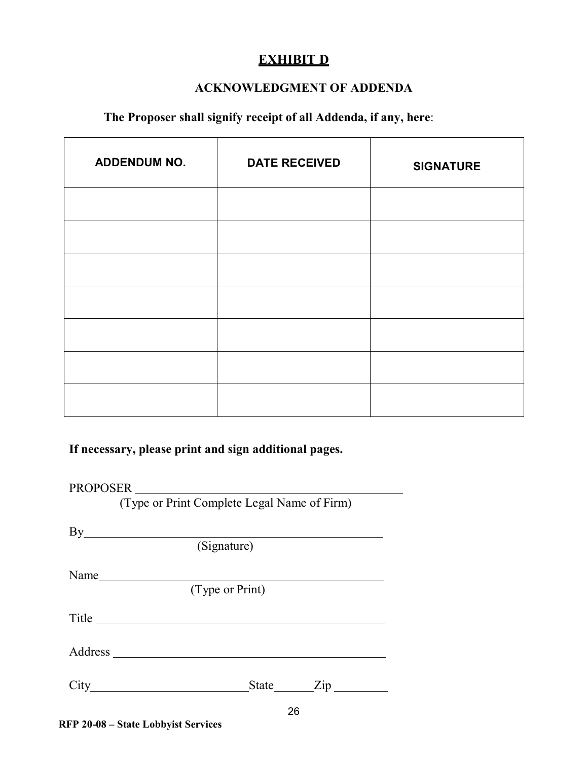# EXHIBIT D

## ACKNOWLEDGMENT OF ADDENDA

**The Proposer shall signify receipt of all Addenda, if any, here**:

| ADDENDUM NO. | DATE RECEIVED | SIGNATURE |
|---|---|---|
| | | |
| | | |
| | | |
| | | |
| | | |
| | | |
| | | |

**If necessary, please print and sign additional pages.**

PROPOSER ____________________________________________
(Type or Print Complete Legal Name of Firm)

By______________________________________________
(Signature)

Name____________________________________________
(Type or Print)

Title ____________________________________________

Address _________________________________________

City________________________State_______Zip _________

**RFP 20-08 – State Lobbyist Services**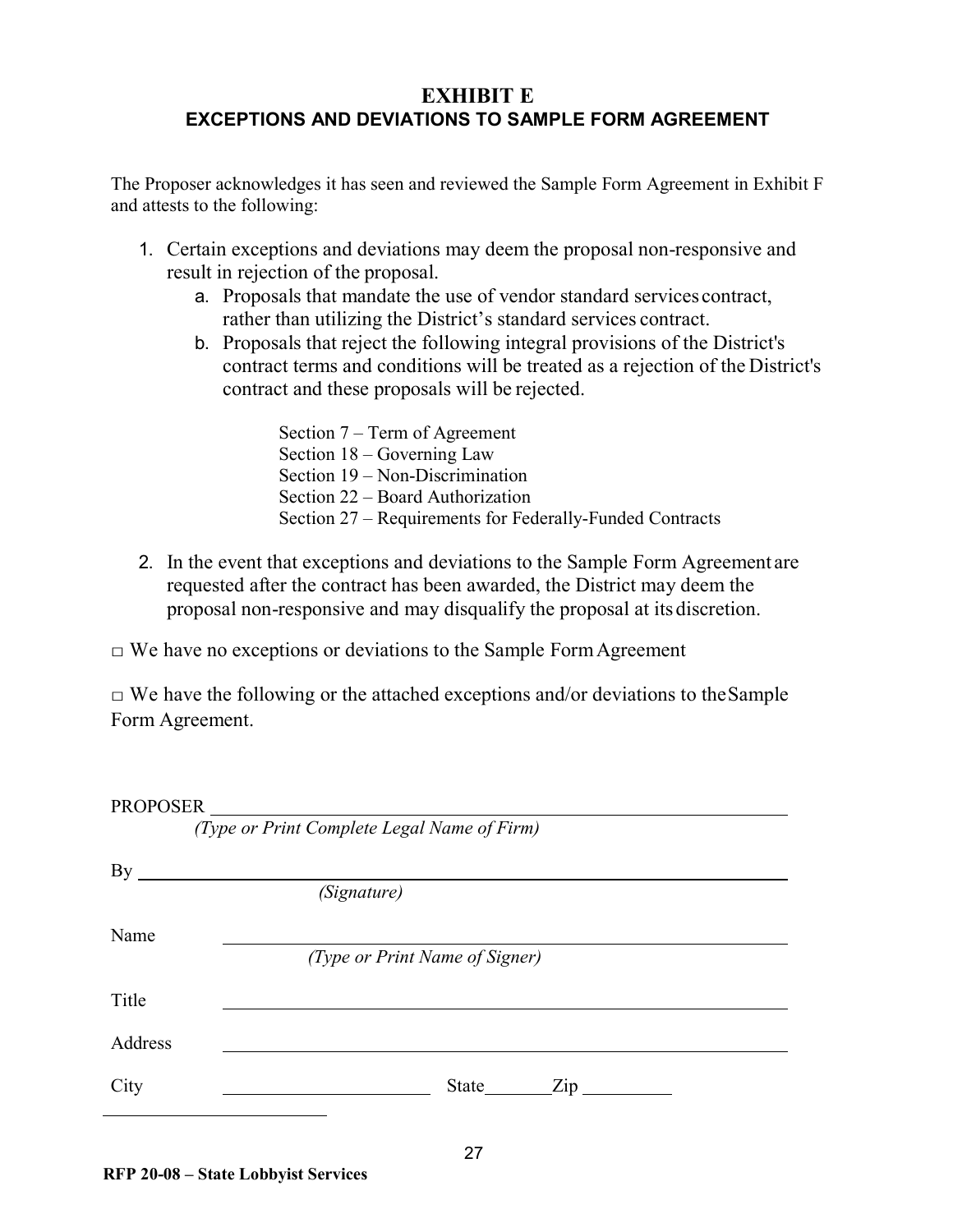# EXHIBIT E
## EXCEPTIONS AND DEVIATIONS TO SAMPLE FORM AGREEMENT

The Proposer acknowledges it has seen and reviewed the Sample Form Agreement in Exhibit F and attests to the following:

1. Certain exceptions and deviations may deem the proposal non-responsive and result in rejection of the proposal.
    a. Proposals that mandate the use of vendor standard services contract, rather than utilizing the District's standard services contract.
    b. Proposals that reject the following integral provisions of the District's contract terms and conditions will be treated as a rejection of the District's contract and these proposals will be rejected.

        Section 7 – Term of Agreement
        Section 18 – Governing Law
        Section 19 – Non-Discrimination
        Section 22 – Board Authorization
        Section 27 – Requirements for Federally-Funded Contracts

2. In the event that exceptions and deviations to the Sample Form Agreement are requested after the contract has been awarded, the District may deem the proposal non-responsive and may disqualify the proposal at its discretion.

□ We have no exceptions or deviations to the Sample Form Agreement

□ We have the following or the attached exceptions and/or deviations to the Sample Form Agreement.

PROPOSER ______________________________________________
*(Type or Print Complete Legal Name of Firm)*

By ______________________________________________
*(Signature)*

Name ______________________________________________
*(Type or Print Name of Signer)*

Title ______________________________________________

Address ______________________________________________

City ____________________ State ________ Zip __________

**RFP 20-08 – State Lobbyist Services**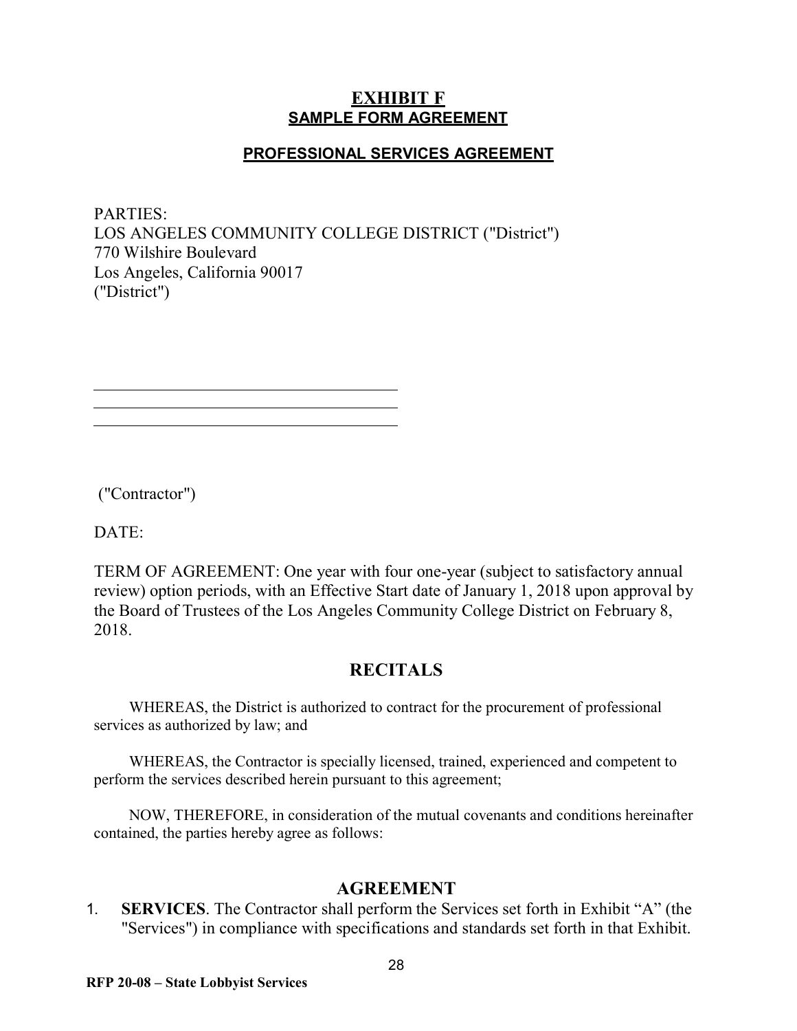# EXHIBIT F

## SAMPLE FORM AGREEMENT

### PROFESSIONAL SERVICES AGREEMENT

PARTIES:
LOS ANGELES COMMUNITY COLLEGE DISTRICT ("District")
770 Wilshire Boulevard
Los Angeles, California 90017
("District")

\_\_\_\_\_\_\_\_\_\_\_\_\_\_\_\_\_\_\_\_\_\_\_\_\_\_\_\_\_\_\_\_\_\_\_\_\_\_\_\_
\_\_\_\_\_\_\_\_\_\_\_\_\_\_\_\_\_\_\_\_\_\_\_\_\_\_\_\_\_\_\_\_\_\_\_\_\_\_\_\_
\_\_\_\_\_\_\_\_\_\_\_\_\_\_\_\_\_\_\_\_\_\_\_\_\_\_\_\_\_\_\_\_\_\_\_\_\_\_\_\_

("Contractor")

DATE:

TERM OF AGREEMENT: One year with four one-year (subject to satisfactory annual review) option periods, with an Effective Start date of January 1, 2018 upon approval by the Board of Trustees of the Los Angeles Community College District on February 8, 2018.

## RECITALS

WHEREAS, the District is authorized to contract for the procurement of professional services as authorized by law; and

WHEREAS, the Contractor is specially licensed, trained, experienced and competent to perform the services described herein pursuant to this agreement;

NOW, THEREFORE, in consideration of the mutual covenants and conditions hereinafter contained, the parties hereby agree as follows:

## AGREEMENT

1. **SERVICES**. The Contractor shall perform the Services set forth in Exhibit "A" (the "Services") in compliance with specifications and standards set forth in that Exhibit.

**RFP 20-08 – State Lobbyist Services**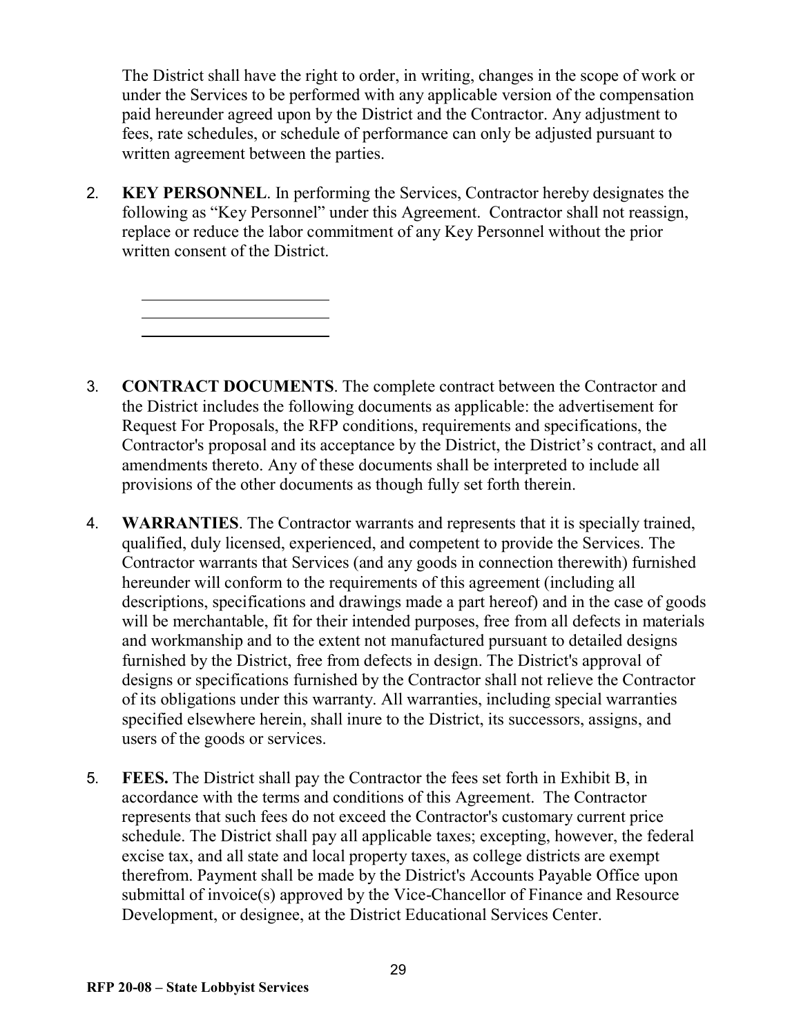The District shall have the right to order, in writing, changes in the scope of work or under the Services to be performed with any applicable version of the compensation paid hereunder agreed upon by the District and the Contractor. Any adjustment to fees, rate schedules, or schedule of performance can only be adjusted pursuant to written agreement between the parties.

2. **KEY PERSONNEL**. In performing the Services, Contractor hereby designates the following as "Key Personnel" under this Agreement. Contractor shall not reassign, replace or reduce the labor commitment of any Key Personnel without the prior written consent of the District.

   ______________________
   ______________________
   ______________________

3. **CONTRACT DOCUMENTS**. The complete contract between the Contractor and the District includes the following documents as applicable: the advertisement for Request For Proposals, the RFP conditions, requirements and specifications, the Contractor's proposal and its acceptance by the District, the District's contract, and all amendments thereto. Any of these documents shall be interpreted to include all provisions of the other documents as though fully set forth therein.

4. **WARRANTIES**. The Contractor warrants and represents that it is specially trained, qualified, duly licensed, experienced, and competent to provide the Services. The Contractor warrants that Services (and any goods in connection therewith) furnished hereunder will conform to the requirements of this agreement (including all descriptions, specifications and drawings made a part hereof) and in the case of goods will be merchantable, fit for their intended purposes, free from all defects in materials and workmanship and to the extent not manufactured pursuant to detailed designs furnished by the District, free from defects in design. The District's approval of designs or specifications furnished by the Contractor shall not relieve the Contractor of its obligations under this warranty. All warranties, including special warranties specified elsewhere herein, shall inure to the District, its successors, assigns, and users of the goods or services.

5. **FEES.** The District shall pay the Contractor the fees set forth in Exhibit B, in accordance with the terms and conditions of this Agreement. The Contractor represents that such fees do not exceed the Contractor's customary current price schedule. The District shall pay all applicable taxes; excepting, however, the federal excise tax, and all state and local property taxes, as college districts are exempt therefrom. Payment shall be made by the District's Accounts Payable Office upon submittal of invoice(s) approved by the Vice-Chancellor of Finance and Resource Development, or designee, at the District Educational Services Center.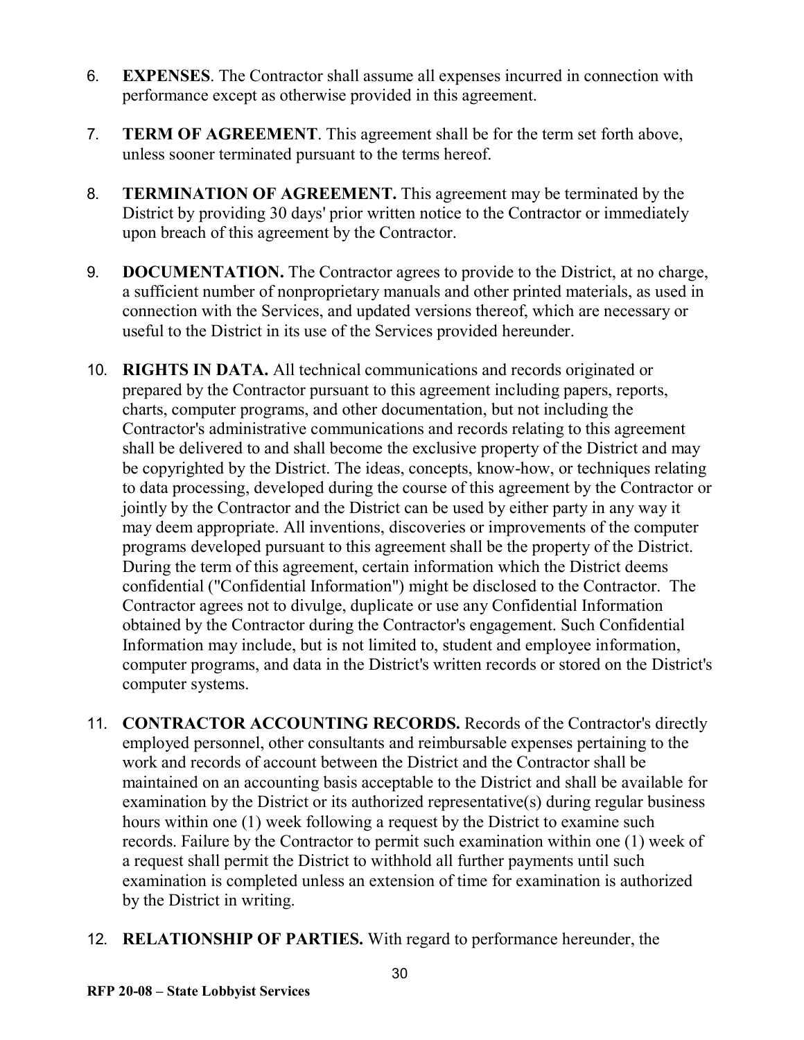6. **EXPENSES**. The Contractor shall assume all expenses incurred in connection with performance except as otherwise provided in this agreement.

7. **TERM OF AGREEMENT**. This agreement shall be for the term set forth above, unless sooner terminated pursuant to the terms hereof.

8. **TERMINATION OF AGREEMENT.** This agreement may be terminated by the District by providing 30 days' prior written notice to the Contractor or immediately upon breach of this agreement by the Contractor.

9. **DOCUMENTATION.** The Contractor agrees to provide to the District, at no charge, a sufficient number of nonproprietary manuals and other printed materials, as used in connection with the Services, and updated versions thereof, which are necessary or useful to the District in its use of the Services provided hereunder.

10. **RIGHTS IN DATA.** All technical communications and records originated or prepared by the Contractor pursuant to this agreement including papers, reports, charts, computer programs, and other documentation, but not including the Contractor's administrative communications and records relating to this agreement shall be delivered to and shall become the exclusive property of the District and may be copyrighted by the District. The ideas, concepts, know-how, or techniques relating to data processing, developed during the course of this agreement by the Contractor or jointly by the Contractor and the District can be used by either party in any way it may deem appropriate. All inventions, discoveries or improvements of the computer programs developed pursuant to this agreement shall be the property of the District. During the term of this agreement, certain information which the District deems confidential ("Confidential Information") might be disclosed to the Contractor. The Contractor agrees not to divulge, duplicate or use any Confidential Information obtained by the Contractor during the Contractor's engagement. Such Confidential Information may include, but is not limited to, student and employee information, computer programs, and data in the District's written records or stored on the District's computer systems.

11. **CONTRACTOR ACCOUNTING RECORDS.** Records of the Contractor's directly employed personnel, other consultants and reimbursable expenses pertaining to the work and records of account between the District and the Contractor shall be maintained on an accounting basis acceptable to the District and shall be available for examination by the District or its authorized representative(s) during regular business hours within one (1) week following a request by the District to examine such records. Failure by the Contractor to permit such examination within one (1) week of a request shall permit the District to withhold all further payments until such examination is completed unless an extension of time for examination is authorized by the District in writing.

12. **RELATIONSHIP OF PARTIES.** With regard to performance hereunder, the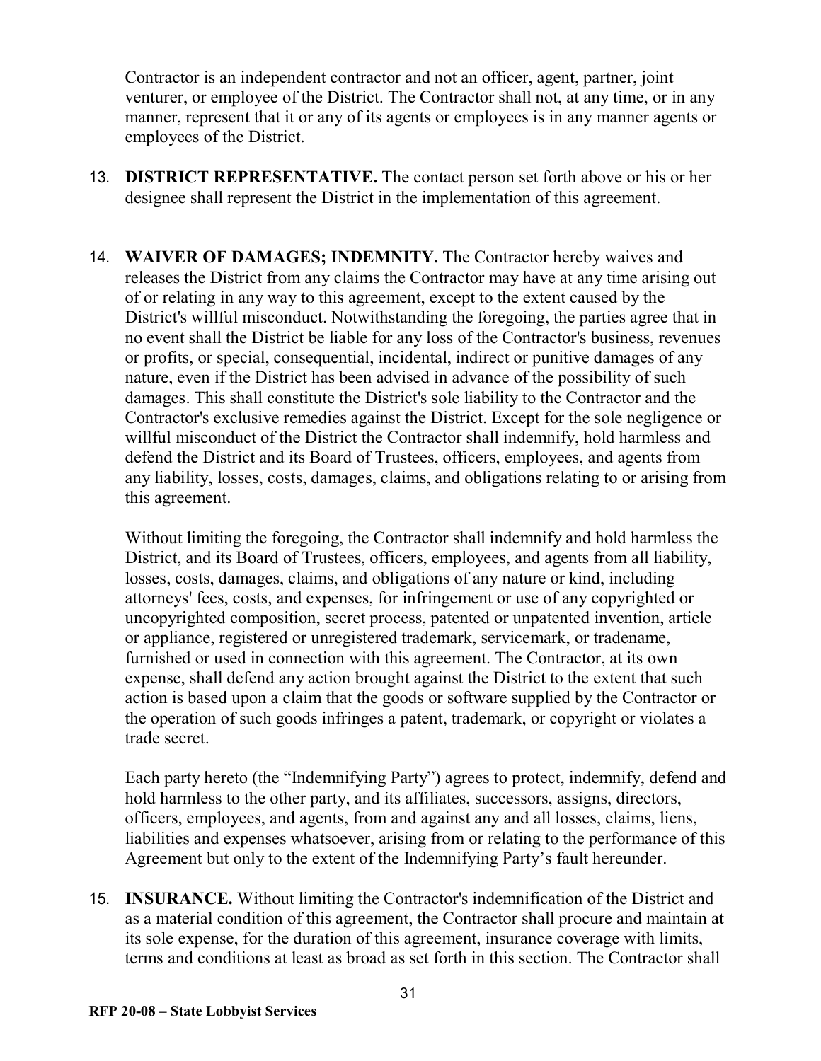Contractor is an independent contractor and not an officer, agent, partner, joint venturer, or employee of the District. The Contractor shall not, at any time, or in any manner, represent that it or any of its agents or employees is in any manner agents or employees of the District.

13. **DISTRICT REPRESENTATIVE.** The contact person set forth above or his or her designee shall represent the District in the implementation of this agreement.

14. **WAIVER OF DAMAGES; INDEMNITY.** The Contractor hereby waives and releases the District from any claims the Contractor may have at any time arising out of or relating in any way to this agreement, except to the extent caused by the District's willful misconduct. Notwithstanding the foregoing, the parties agree that in no event shall the District be liable for any loss of the Contractor's business, revenues or profits, or special, consequential, incidental, indirect or punitive damages of any nature, even if the District has been advised in advance of the possibility of such damages. This shall constitute the District's sole liability to the Contractor and the Contractor's exclusive remedies against the District. Except for the sole negligence or willful misconduct of the District the Contractor shall indemnify, hold harmless and defend the District and its Board of Trustees, officers, employees, and agents from any liability, losses, costs, damages, claims, and obligations relating to or arising from this agreement.

    Without limiting the foregoing, the Contractor shall indemnify and hold harmless the District, and its Board of Trustees, officers, employees, and agents from all liability, losses, costs, damages, claims, and obligations of any nature or kind, including attorneys' fees, costs, and expenses, for infringement or use of any copyrighted or uncopyrighted composition, secret process, patented or unpatented invention, article or appliance, registered or unregistered trademark, servicemark, or tradename, furnished or used in connection with this agreement. The Contractor, at its own expense, shall defend any action brought against the District to the extent that such action is based upon a claim that the goods or software supplied by the Contractor or the operation of such goods infringes a patent, trademark, or copyright or violates a trade secret.

    Each party hereto (the "Indemnifying Party") agrees to protect, indemnify, defend and hold harmless to the other party, and its affiliates, successors, assigns, directors, officers, employees, and agents, from and against any and all losses, claims, liens, liabilities and expenses whatsoever, arising from or relating to the performance of this Agreement but only to the extent of the Indemnifying Party's fault hereunder.

15. **INSURANCE.** Without limiting the Contractor's indemnification of the District and as a material condition of this agreement, the Contractor shall procure and maintain at its sole expense, for the duration of this agreement, insurance coverage with limits, terms and conditions at least as broad as set forth in this section. The Contractor shall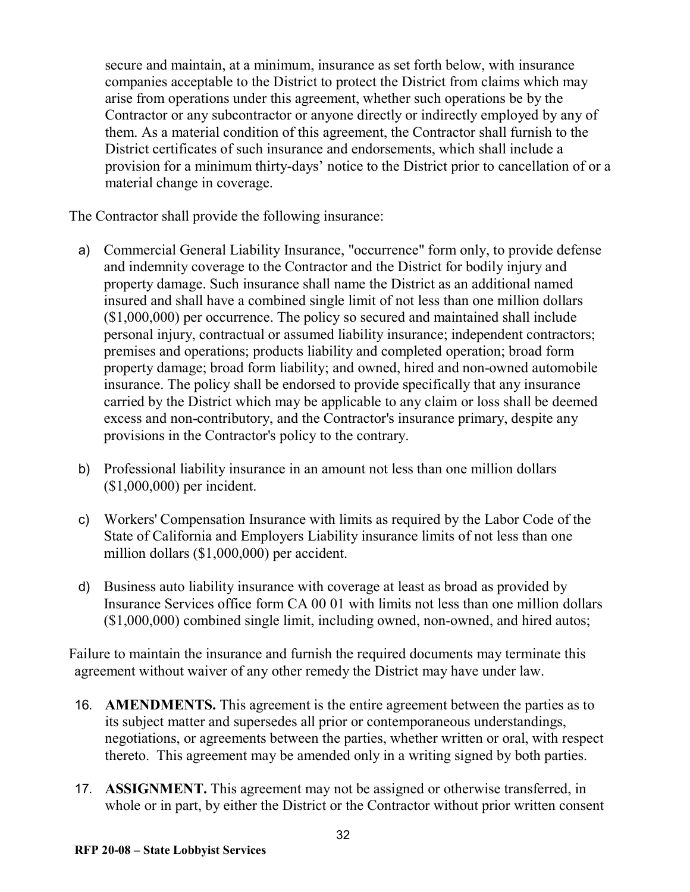secure and maintain, at a minimum, insurance as set forth below, with insurance companies acceptable to the District to protect the District from claims which may arise from operations under this agreement, whether such operations be by the Contractor or any subcontractor or anyone directly or indirectly employed by any of them. As a material condition of this agreement, the Contractor shall furnish to the District certificates of such insurance and endorsements, which shall include a provision for a minimum thirty-days' notice to the District prior to cancellation of or a material change in coverage.

The Contractor shall provide the following insurance:

a) Commercial General Liability Insurance, "occurrence" form only, to provide defense and indemnity coverage to the Contractor and the District for bodily injury and property damage. Such insurance shall name the District as an additional named insured and shall have a combined single limit of not less than one million dollars ($1,000,000) per occurrence. The policy so secured and maintained shall include personal injury, contractual or assumed liability insurance; independent contractors; premises and operations; products liability and completed operation; broad form property damage; broad form liability; and owned, hired and non-owned automobile insurance. The policy shall be endorsed to provide specifically that any insurance carried by the District which may be applicable to any claim or loss shall be deemed excess and non-contributory, and the Contractor's insurance primary, despite any provisions in the Contractor's policy to the contrary.

b) Professional liability insurance in an amount not less than one million dollars ($1,000,000) per incident.

c) Workers' Compensation Insurance with limits as required by the Labor Code of the State of California and Employers Liability insurance limits of not less than one million dollars ($1,000,000) per accident.

d) Business auto liability insurance with coverage at least as broad as provided by Insurance Services office form CA 00 01 with limits not less than one million dollars ($1,000,000) combined single limit, including owned, non-owned, and hired autos;

Failure to maintain the insurance and furnish the required documents may terminate this agreement without waiver of any other remedy the District may have under law.

16. **AMENDMENTS.** This agreement is the entire agreement between the parties as to its subject matter and supersedes all prior or contemporaneous understandings, negotiations, or agreements between the parties, whether written or oral, with respect thereto. This agreement may be amended only in a writing signed by both parties.

17. **ASSIGNMENT.** This agreement may not be assigned or otherwise transferred, in whole or in part, by either the District or the Contractor without prior written consent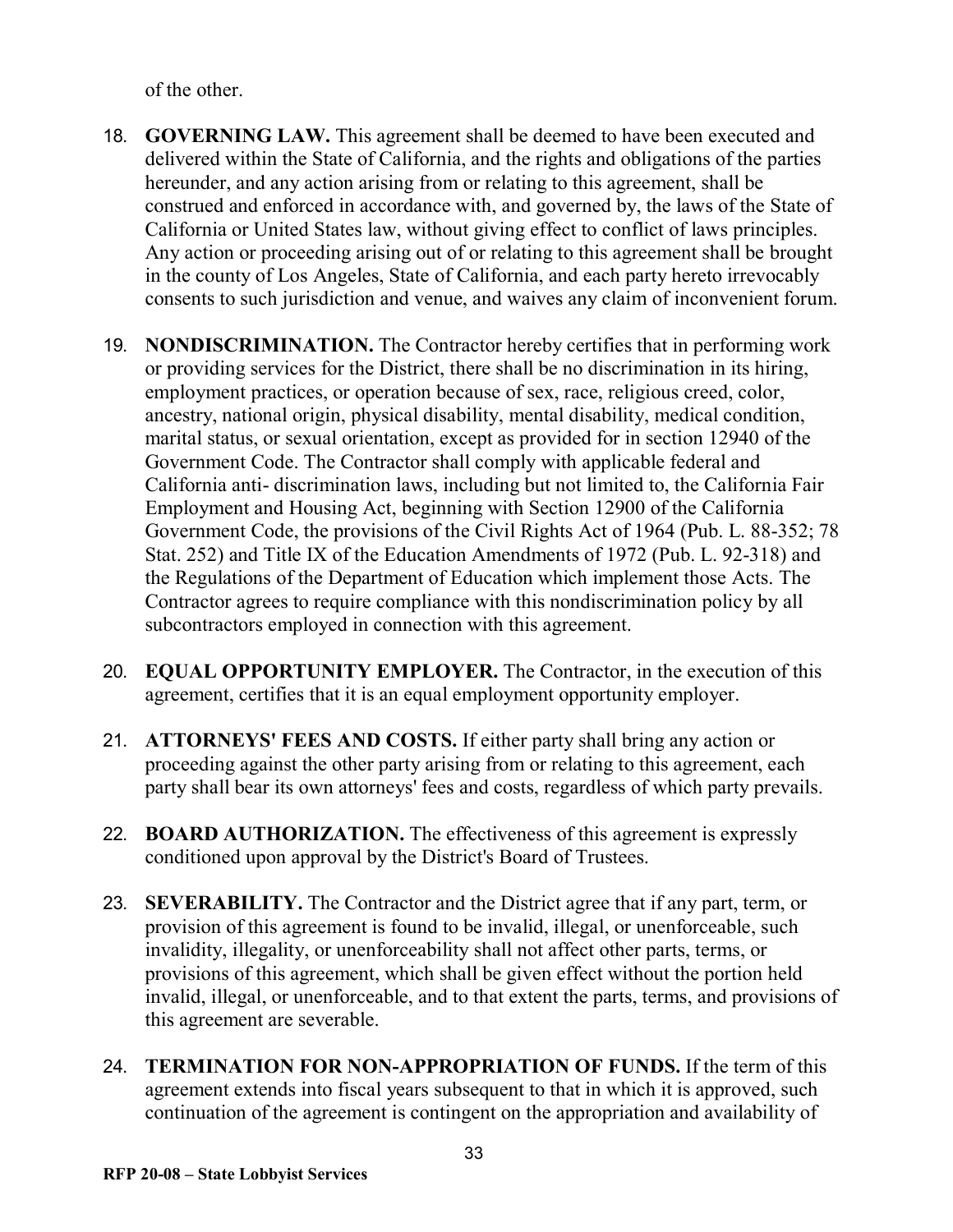of the other.

18. **GOVERNING LAW.** This agreement shall be deemed to have been executed and delivered within the State of California, and the rights and obligations of the parties hereunder, and any action arising from or relating to this agreement, shall be construed and enforced in accordance with, and governed by, the laws of the State of California or United States law, without giving effect to conflict of laws principles. Any action or proceeding arising out of or relating to this agreement shall be brought in the county of Los Angeles, State of California, and each party hereto irrevocably consents to such jurisdiction and venue, and waives any claim of inconvenient forum.

19. **NONDISCRIMINATION.** The Contractor hereby certifies that in performing work or providing services for the District, there shall be no discrimination in its hiring, employment practices, or operation because of sex, race, religious creed, color, ancestry, national origin, physical disability, mental disability, medical condition, marital status, or sexual orientation, except as provided for in section 12940 of the Government Code. The Contractor shall comply with applicable federal and California anti- discrimination laws, including but not limited to, the California Fair Employment and Housing Act, beginning with Section 12900 of the California Government Code, the provisions of the Civil Rights Act of 1964 (Pub. L. 88-352; 78 Stat. 252) and Title IX of the Education Amendments of 1972 (Pub. L. 92-318) and the Regulations of the Department of Education which implement those Acts. The Contractor agrees to require compliance with this nondiscrimination policy by all subcontractors employed in connection with this agreement.

20. **EQUAL OPPORTUNITY EMPLOYER.** The Contractor, in the execution of this agreement, certifies that it is an equal employment opportunity employer.

21. **ATTORNEYS' FEES AND COSTS.** If either party shall bring any action or proceeding against the other party arising from or relating to this agreement, each party shall bear its own attorneys' fees and costs, regardless of which party prevails.

22. **BOARD AUTHORIZATION.** The effectiveness of this agreement is expressly conditioned upon approval by the District's Board of Trustees.

23. **SEVERABILITY.** The Contractor and the District agree that if any part, term, or provision of this agreement is found to be invalid, illegal, or unenforceable, such invalidity, illegality, or unenforceability shall not affect other parts, terms, or provisions of this agreement, which shall be given effect without the portion held invalid, illegal, or unenforceable, and to that extent the parts, terms, and provisions of this agreement are severable.

24. **TERMINATION FOR NON-APPROPRIATION OF FUNDS.** If the term of this agreement extends into fiscal years subsequent to that in which it is approved, such continuation of the agreement is contingent on the appropriation and availability of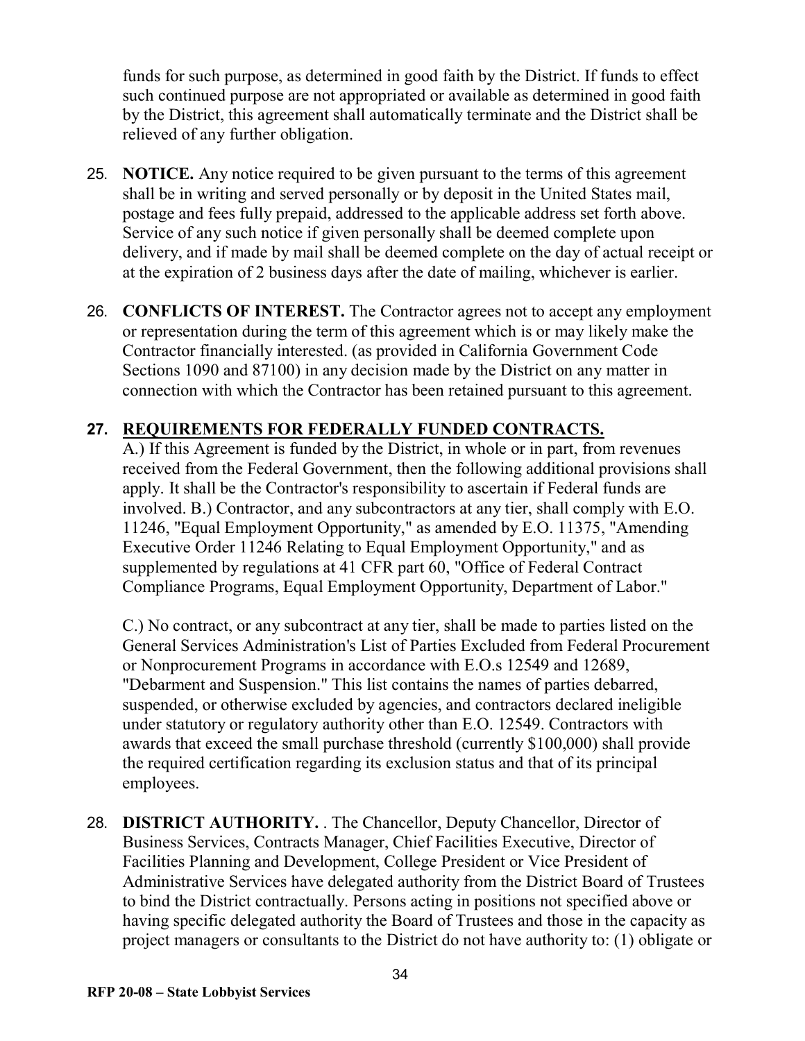funds for such purpose, as determined in good faith by the District. If funds to effect such continued purpose are not appropriated or available as determined in good faith by the District, this agreement shall automatically terminate and the District shall be relieved of any further obligation.

25. **NOTICE.** Any notice required to be given pursuant to the terms of this agreement shall be in writing and served personally or by deposit in the United States mail, postage and fees fully prepaid, addressed to the applicable address set forth above. Service of any such notice if given personally shall be deemed complete upon delivery, and if made by mail shall be deemed complete on the day of actual receipt or at the expiration of 2 business days after the date of mailing, whichever is earlier.

26. **CONFLICTS OF INTEREST.** The Contractor agrees not to accept any employment or representation during the term of this agreement which is or may likely make the Contractor financially interested. (as provided in California Government Code Sections 1090 and 87100) in any decision made by the District on any matter in connection with which the Contractor has been retained pursuant to this agreement.

27. **REQUIREMENTS FOR FEDERALLY FUNDED CONTRACTS.**
A.) If this Agreement is funded by the District, in whole or in part, from revenues received from the Federal Government, then the following additional provisions shall apply. It shall be the Contractor's responsibility to ascertain if Federal funds are involved. B.) Contractor, and any subcontractors at any tier, shall comply with E.O. 11246, "Equal Employment Opportunity," as amended by E.O. 11375, "Amending Executive Order 11246 Relating to Equal Employment Opportunity," and as supplemented by regulations at 41 CFR part 60, "Office of Federal Contract Compliance Programs, Equal Employment Opportunity, Department of Labor."

    C.) No contract, or any subcontract at any tier, shall be made to parties listed on the General Services Administration's List of Parties Excluded from Federal Procurement or Nonprocurement Programs in accordance with E.O.s 12549 and 12689, "Debarment and Suspension." This list contains the names of parties debarred, suspended, or otherwise excluded by agencies, and contractors declared ineligible under statutory or regulatory authority other than E.O. 12549. Contractors with awards that exceed the small purchase threshold (currently $100,000) shall provide the required certification regarding its exclusion status and that of its principal employees.

28. **DISTRICT AUTHORITY.** . The Chancellor, Deputy Chancellor, Director of Business Services, Contracts Manager, Chief Facilities Executive, Director of Facilities Planning and Development, College President or Vice President of Administrative Services have delegated authority from the District Board of Trustees to bind the District contractually. Persons acting in positions not specified above or having specific delegated authority the Board of Trustees and those in the capacity as project managers or consultants to the District do not have authority to: (1) obligate or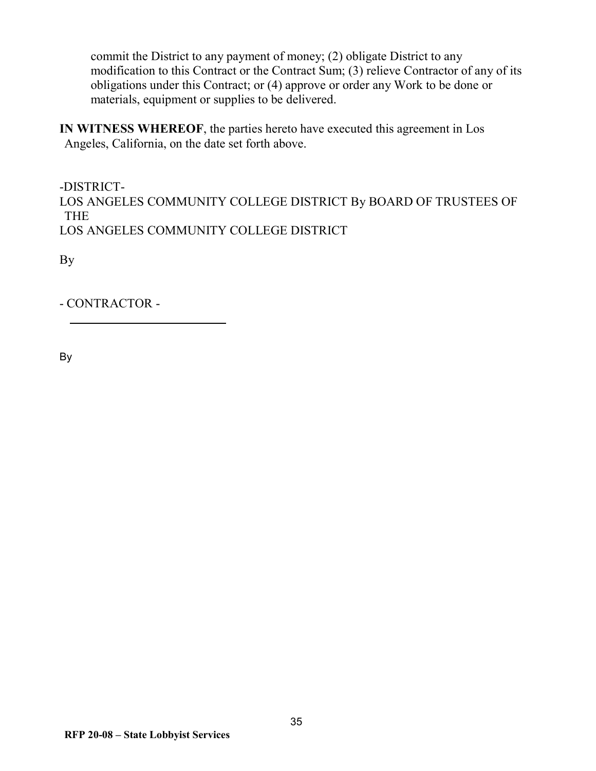commit the District to any payment of money; (2) obligate District to any modification to this Contract or the Contract Sum; (3) relieve Contractor of any of its obligations under this Contract; or (4) approve or order any Work to be done or materials, equipment or supplies to be delivered.

**IN WITNESS WHEREOF**, the parties hereto have executed this agreement in Los Angeles, California, on the date set forth above.

-DISTRICT-
LOS ANGELES COMMUNITY COLLEGE DISTRICT By BOARD OF TRUSTEES OF THE
LOS ANGELES COMMUNITY COLLEGE DISTRICT

By

- CONTRACTOR -

\_\_\_\_\_\_\_\_\_\_\_\_\_\_\_\_\_\_\_\_\_\_\_\_\_\_

By

**RFP 20-08 – State Lobbyist Services**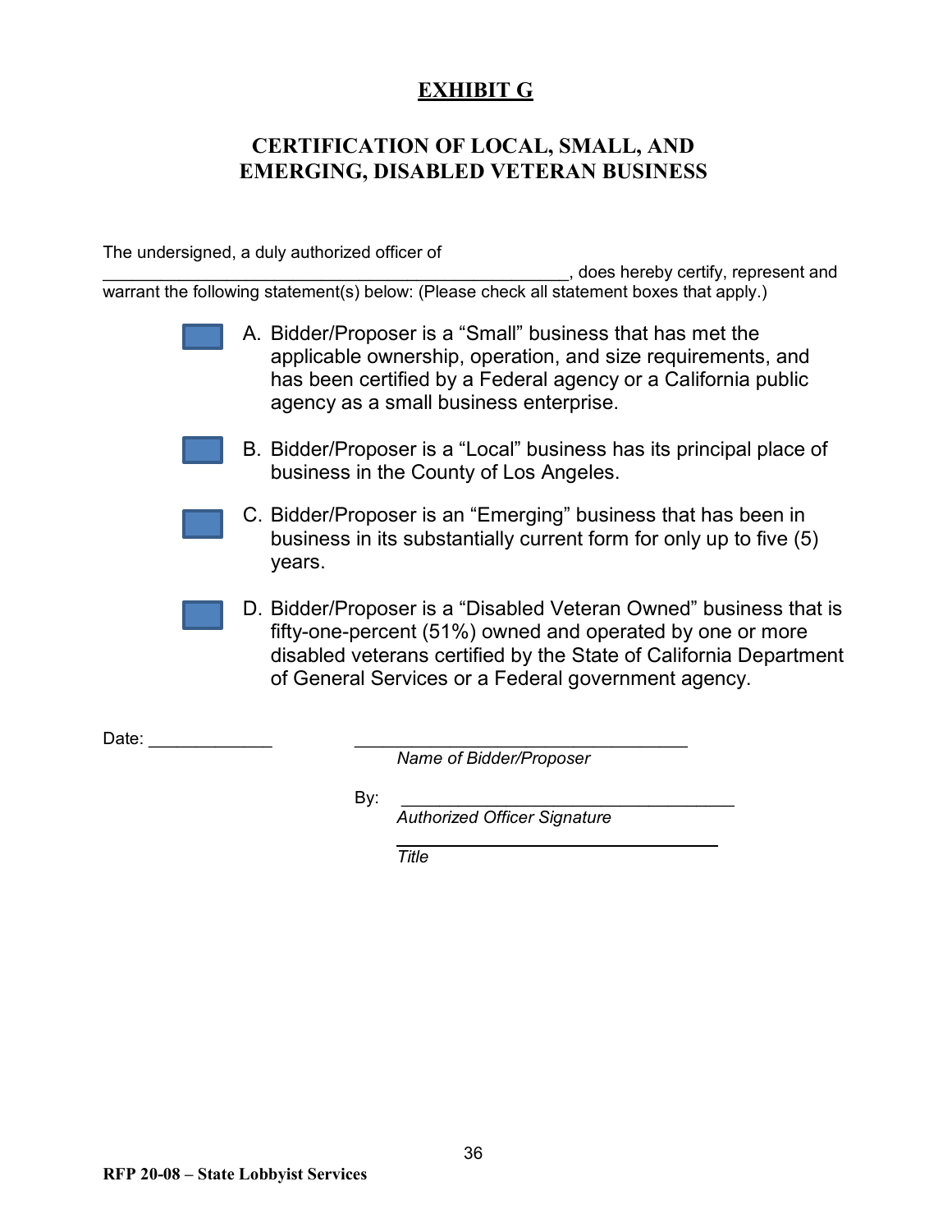# EXHIBIT G

## CERTIFICATION OF LOCAL, SMALL, AND EMERGING, DISABLED VETERAN BUSINESS

The undersigned, a duly authorized officer of \_\_\_\_\_\_\_\_\_\_\_\_\_\_\_\_\_\_\_\_\_\_\_\_\_\_\_\_\_\_\_\_\_\_\_\_\_\_\_\_\_\_\_\_\_\_\_\_\_, does hereby certify, represent and warrant the following statement(s) below: (Please check all statement boxes that apply.)

- ☐ A. Bidder/Proposer is a "Small" business that has met the applicable ownership, operation, and size requirements, and has been certified by a Federal agency or a California public agency as a small business enterprise.

- ☐ B. Bidder/Proposer is a "Local" business has its principal place of business in the County of Los Angeles.

- ☐ C. Bidder/Proposer is an "Emerging" business that has been in business in its substantially current form for only up to five (5) years.

- ☐ D. Bidder/Proposer is a "Disabled Veteran Owned" business that is fifty-one-percent (51%) owned and operated by one or more disabled veterans certified by the State of California Department of General Services or a Federal government agency.

Date: \_\_\_\_\_\_\_\_\_\_\_\_\_ \_\_\_\_\_\_\_\_\_\_\_\_\_\_\_\_\_\_\_\_\_\_\_\_\_\_\_\_\_\_\_\_\_\_\_
*Name of Bidder/Proposer*

By: \_\_\_\_\_\_\_\_\_\_\_\_\_\_\_\_\_\_\_\_\_\_\_\_\_\_\_\_\_\_\_\_\_\_\_
*Authorized Officer Signature*

\_\_\_\_\_\_\_\_\_\_\_\_\_\_\_\_\_\_\_\_\_\_\_\_\_\_\_\_\_\_\_\_\_\_\_
*Title*

**RFP 20-08 – State Lobbyist Services**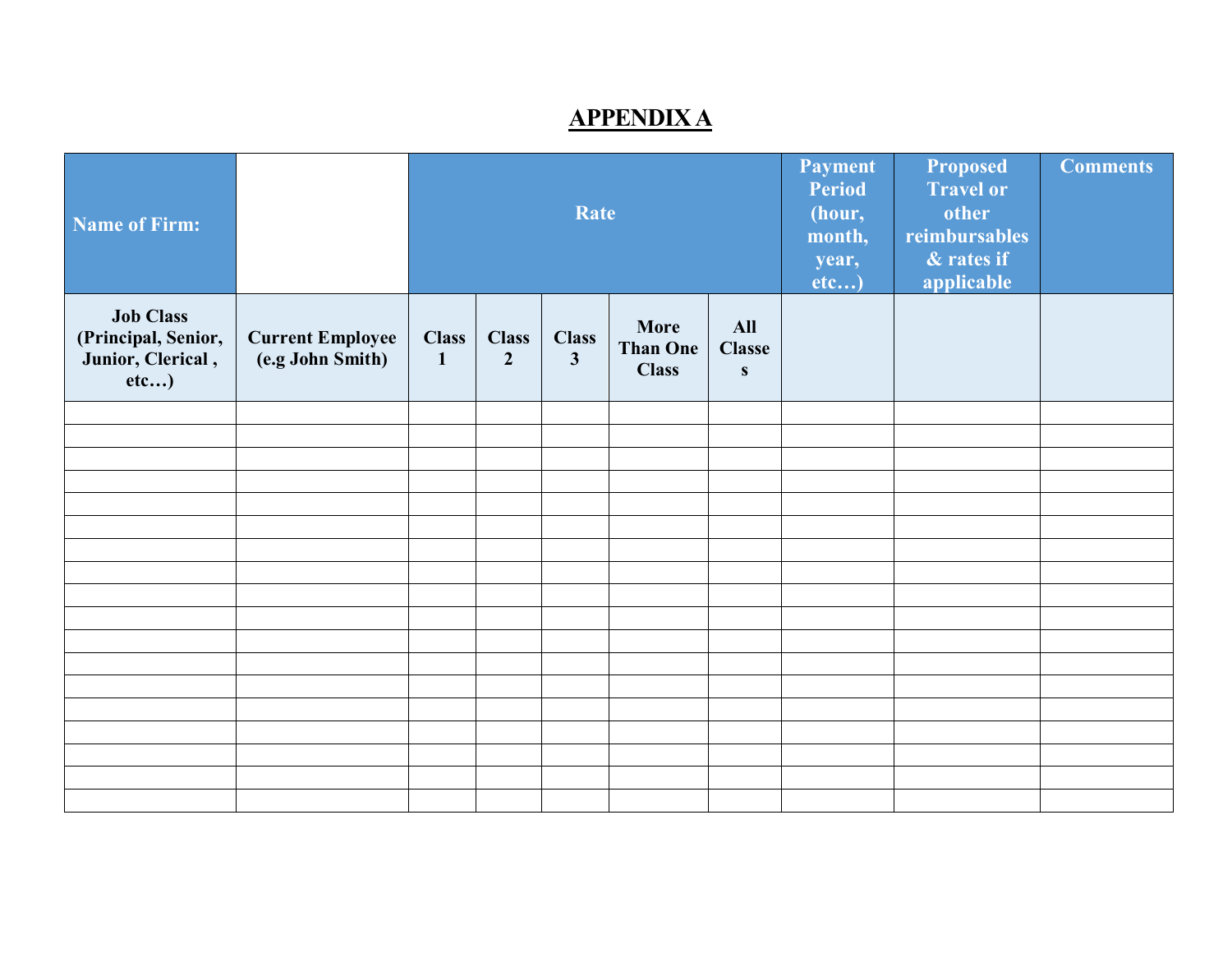# APPENDIX A

| Name of Firm: | | Rate | | | | | Payment Period (hour, month, year, etc…) | Proposed Travel or other reimbursables & rates if applicable | Comments |
|---|---|---|---|---|---|---|---|---|---|
| **Job Class (Principal, Senior, Junior, Clerical , etc…)** | **Current Employee (e.g John Smith)** | **Class 1** | **Class 2** | **Class 3** | **More Than One Class** | **All Classes** | | | |
| | | | | | | | | | |
| | | | | | | | | | |
| | | | | | | | | | |
| | | | | | | | | | |
| | | | | | | | | | |
| | | | | | | | | | |
| | | | | | | | | | |
| | | | | | | | | | |
| | | | | | | | | | |
| | | | | | | | | | |
| | | | | | | | | | |
| | | | | | | | | | |
| | | | | | | | | | |
| | | | | | | | | | |
| | | | | | | | | | |
| | | | | | | | | | |
| | | | | | | | | | |
| | | | | | | | | | |